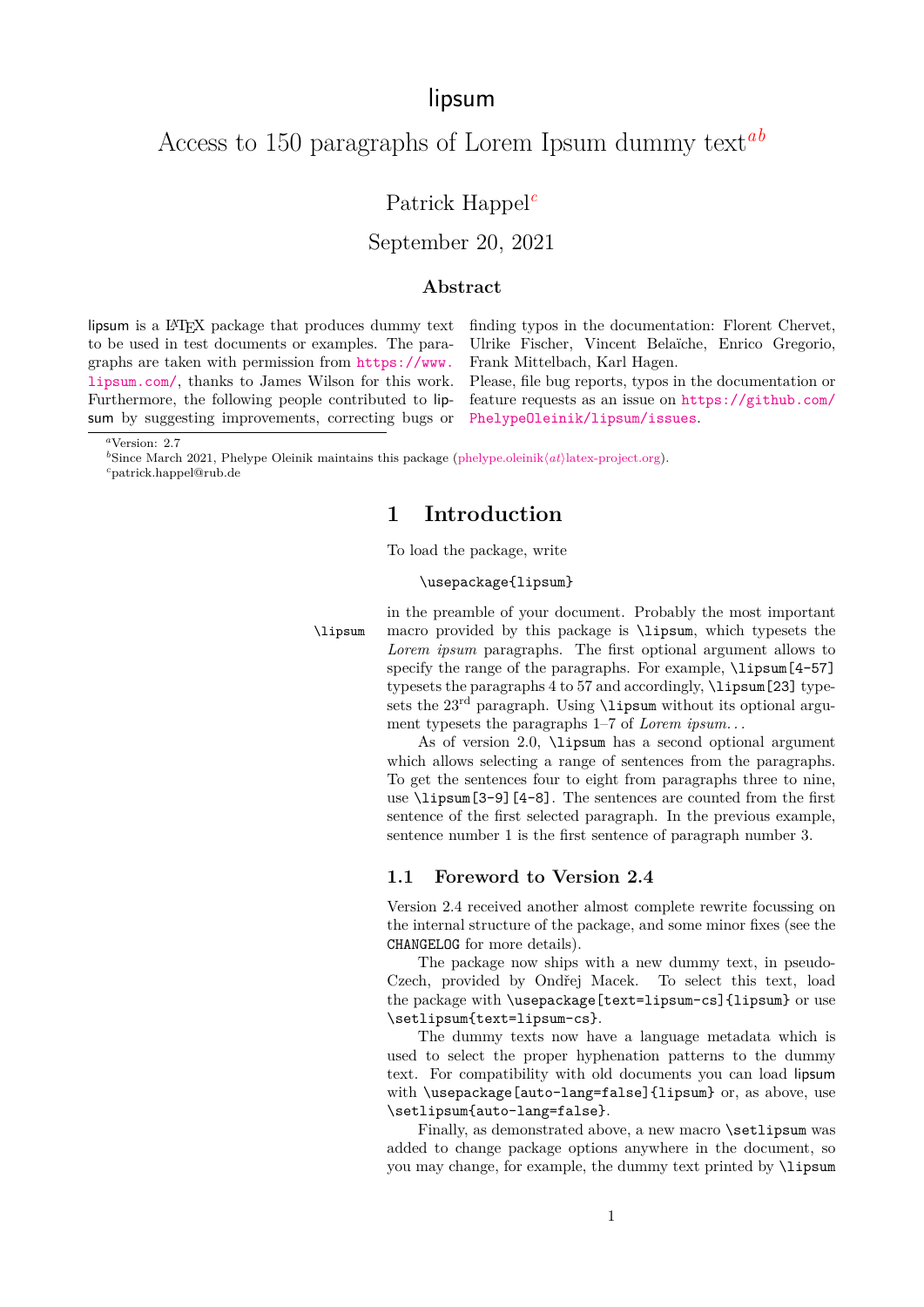# lipsum

## Access to 150 paragraphs of Lorem Ipsum dummy text[a][b]

Patrick Happel[c]

September 20, 2021

### Abstract

lipsum is a LaTeX package that produces dummy text to be used in test documents or examples. The paragraphs are taken with permission from https://www.lipsum.com/, thanks to James Wilson for this work. Furthermore, the following people contributed to lipsum by suggesting improvements, correcting bugs or finding typos in the documentation: Florent Chervet, Ulrike Fischer, Vincent Belaïche, Enrico Gregorio, Frank Mittelbach, Karl Hagen.
Please, file bug reports, typos in the documentation or feature requests as an issue on https://github.com/PhelypeOleinik/lipsum/issues.

[a] Version: 2.7
[b] Since March 2021, Phelype Oleinik maintains this package (phelype.oleinik⟨at⟩latex-project.org).
[c] patrick.happel@rub.de

# 1 Introduction

To load the package, write

```
\usepackage{lipsum}
```

in the preamble of your document. Probably the most important macro provided by this package is `\lipsum`, which typesets the *Lorem ipsum* paragraphs. The first optional argument allows to specify the range of the paragraphs. For example, `\lipsum[4-57]` typesets the paragraphs 4 to 57 and accordingly, `\lipsum[23]` typesets the 23rd paragraph. Using `\lipsum` without its optional argument typesets the paragraphs 1–7 of *Lorem ipsum. . .*

As of version 2.0, `\lipsum` has a second optional argument which allows selecting a range of sentences from the paragraphs. To get the sentences four to eight from paragraphs three to nine, use `\lipsum[3-9][4-8]`. The sentences are counted from the first sentence of the first selected paragraph. In the previous example, sentence number 1 is the first sentence of paragraph number 3.

## 1.1 Foreword to Version 2.4

Version 2.4 received another almost complete rewrite focussing on the internal structure of the package, and some minor fixes (see the `CHANGELOG` for more details).

The package now ships with a new dummy text, in pseudo-Czech, provided by Ondřej Macek. To select this text, load the package with `\usepackage[text=lipsum-cs]{lipsum}` or use `\setlipsum{text=lipsum-cs}`.

The dummy texts now have a language metadata which is used to select the proper hyphenation patterns to the dummy text. For compatibility with old documents you can load lipsum with `\usepackage[auto-lang=false]{lipsum}` or, as above, use `\setlipsum{auto-lang=false}`.

Finally, as demonstrated above, a new macro `\setlipsum` was added to change package options anywhere in the document, so you may change, for example, the dummy text printed by `\lipsum`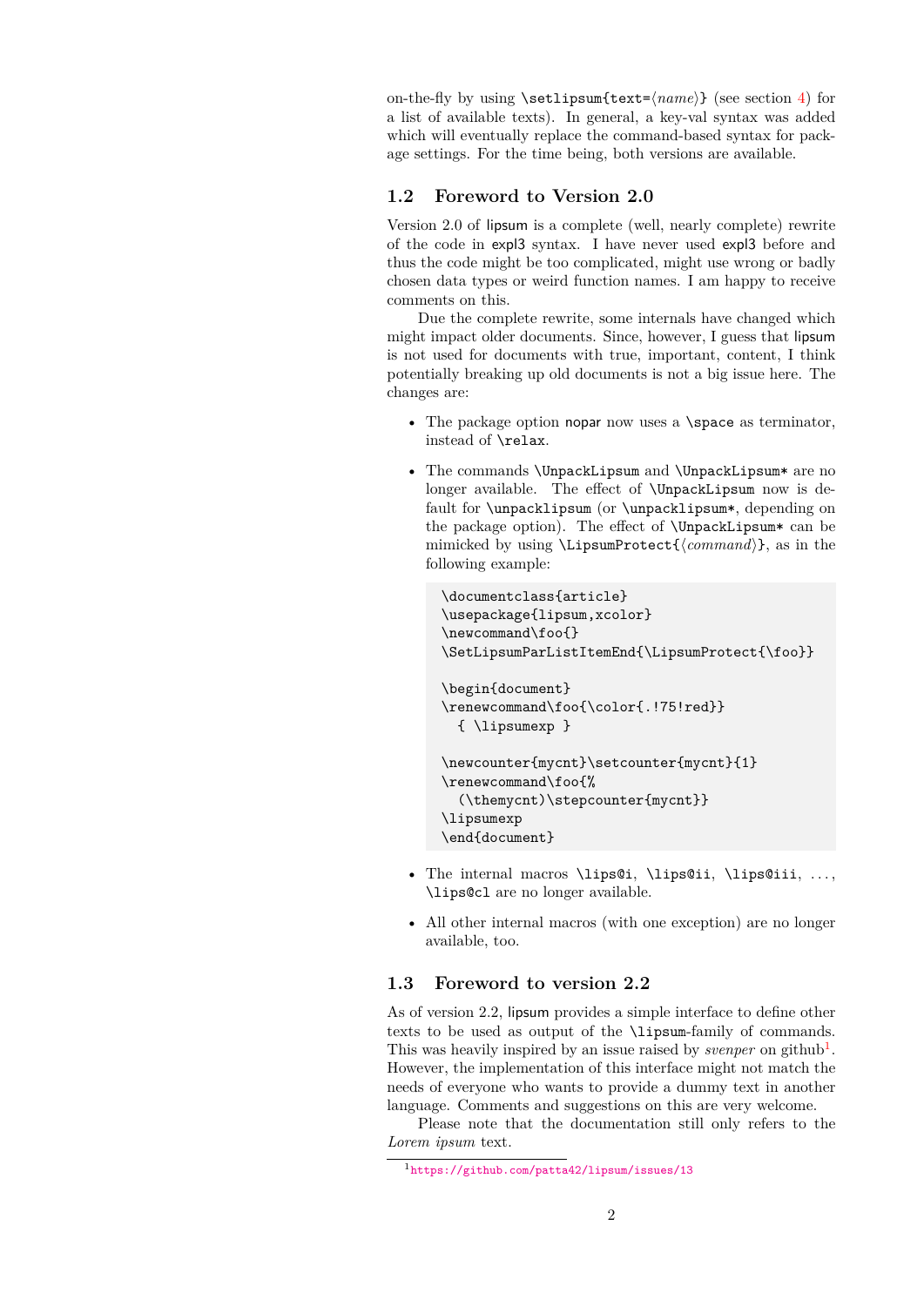on-the-fly by using `\setlipsum{text=⟨name⟩}` (see section 4) for a list of available texts). In general, a key-val syntax was added which will eventually replace the command-based syntax for package settings. For the time being, both versions are available.

### 1.2 Foreword to Version 2.0

Version 2.0 of lipsum is a complete (well, nearly complete) rewrite of the code in expl3 syntax. I have never used expl3 before and thus the code might be too complicated, might use wrong or badly chosen data types or weird function names. I am happy to receive comments on this.

Due the complete rewrite, some internals have changed which might impact older documents. Since, however, I guess that lipsum is not used for documents with true, important, content, I think potentially breaking up old documents is not a big issue here. The changes are:

- The package option nopar now uses a `\space` as terminator, instead of `\relax`.
- The commands `\UnpackLipsum` and `\UnpackLipsum*` are no longer available. The effect of `\UnpackLipsum` now is default for `\unpacklipsum` (or `\unpacklipsum*`, depending on the package option). The effect of `\UnpackLipsum*` can be mimicked by using `\LipsumProtect{⟨command⟩}`, as in the following example:

```
\documentclass{article}
\usepackage{lipsum,xcolor}
\newcommand\foo{}
\SetLipsumParListItemEnd{\LipsumProtect{\foo}}

\begin{document}
\renewcommand\foo{\color{.!75!red}}
  { \lipsumexp }

\newcounter{mycnt}\setcounter{mycnt}{1}
\renewcommand\foo{%
  (\themycnt)\stepcounter{mycnt}}
\lipsumexp
\end{document}
```

- The internal macros `\lips@i`, `\lips@ii`, `\lips@iii`, ..., `\lips@cl` are no longer available.
- All other internal macros (with one exception) are no longer available, too.

### 1.3 Foreword to version 2.2

As of version 2.2, lipsum provides a simple interface to define other texts to be used as output of the `\lipsum`-family of commands. This was heavily inspired by an issue raised by *svenper* on github[1]. However, the implementation of this interface might not match the needs of everyone who wants to provide a dummy text in another language. Comments and suggestions on this are very welcome.

Please note that the documentation still only refers to the *Lorem ipsum* text.

[1] https://github.com/patta42/lipsum/issues/13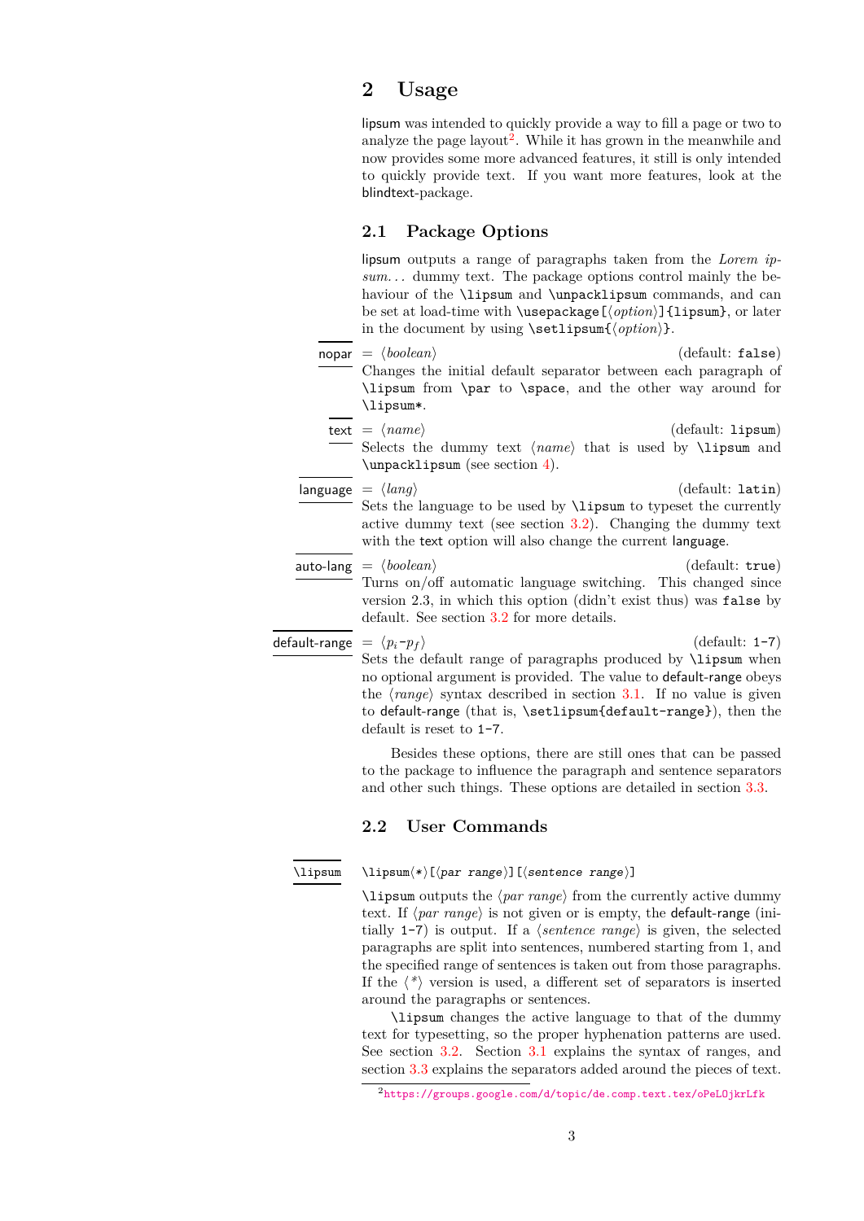## 2 Usage

lipsum was intended to quickly provide a way to fill a page or two to analyze the page layout[2]. While it has grown in the meanwhile and now provides some more advanced features, it still is only intended to quickly provide text. If you want more features, look at the blindtext-package.

### 2.1 Package Options

lipsum outputs a range of paragraphs taken from the *Lorem ipsum...* dummy text. The package options control mainly the behaviour of the `\lipsum` and `\unpacklipsum` commands, and can be set at load-time with `\usepackage[⟨option⟩]{lipsum}`, or later in the document by using `\setlipsum{⟨option⟩}`.

**nopar** = ⟨*boolean*⟩ (default: `false`)
Changes the initial default separator between each paragraph of `\lipsum` from `\par` to `\space`, and the other way around for `\lipsum*`.

**text** = ⟨*name*⟩ (default: `lipsum`)
Selects the dummy text ⟨*name*⟩ that is used by `\lipsum` and `\unpacklipsum` (see section 4).

**language** = ⟨*lang*⟩ (default: `latin`)
Sets the language to be used by `\lipsum` to typeset the currently active dummy text (see section 3.2). Changing the dummy text with the text option will also change the current language.

**auto-lang** = ⟨*boolean*⟩ (default: `true`)
Turns on/off automatic language switching. This changed since version 2.3, in which this option (didn't exist thus) was `false` by default. See section 3.2 for more details.

**default-range** = ⟨$p_i$-$p_f$⟩ (default: `1-7`)
Sets the default range of paragraphs produced by `\lipsum` when no optional argument is provided. The value to default-range obeys the ⟨*range*⟩ syntax described in section 3.1. If no value is given to default-range (that is, `\setlipsum{default-range}`), then the default is reset to `1-7`.

Besides these options, there are still ones that can be passed to the package to influence the paragraph and sentence separators and other such things. These options are detailed in section 3.3.

### 2.2 User Commands

**\lipsum** `\lipsum⟨*⟩[⟨par range⟩][⟨sentence range⟩]`

`\lipsum` outputs the ⟨*par range*⟩ from the currently active dummy text. If ⟨*par range*⟩ is not given or is empty, the default-range (initially `1-7`) is output. If a ⟨*sentence range*⟩ is given, the selected paragraphs are split into sentences, numbered starting from 1, and the specified range of sentences is taken out from those paragraphs. If the ⟨*⟩ version is used, a different set of separators is inserted around the paragraphs or sentences.

`\lipsum` changes the active language to that of the dummy text for typesetting, so the proper hyphenation patterns are used. See section 3.2. Section 3.1 explains the syntax of ranges, and section 3.3 explains the separators added around the pieces of text.

[2] https://groups.google.com/d/topic/de.comp.text.tex/oPeL0jkrLfk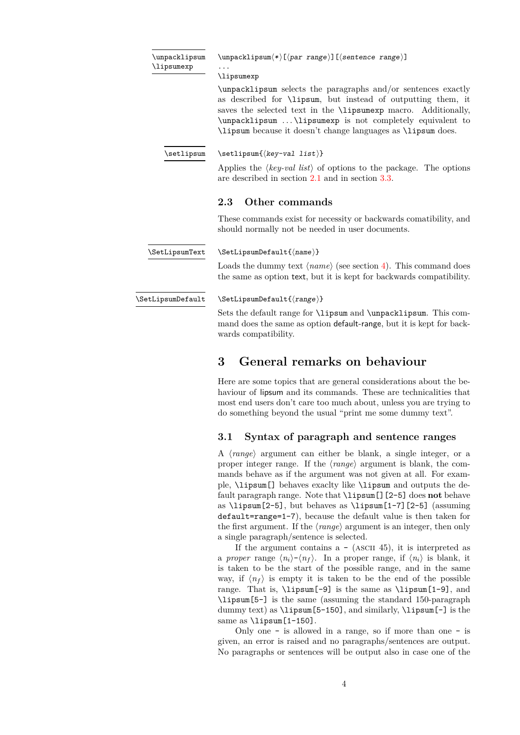`\unpacklipsum`
`\lipsumexp`

`\unpacklipsum⟨*⟩[⟨par range⟩][⟨sentence range⟩]`
`...`
`\lipsumexp`

`\unpacklipsum` selects the paragraphs and/or sentences exactly as described for `\lipsum`, but instead of outputting them, it saves the selected text in the `\lipsumexp` macro. Additionally, `\unpacklipsum` ...`\lipsumexp` is not completely equivalent to `\lipsum` because it doesn't change languages as `\lipsum` does.

`\setlipsum`

`\setlipsum{⟨key-val list⟩}`

Applies the ⟨*key-val list*⟩ of options to the package. The options are described in section 2.1 and in section 3.3.

## 2.3 Other commands

These commands exist for necessity or backwards comatibility, and should normally not be needed in user documents.

`\SetLipsumText`

`\SetLipsumDefault{⟨name⟩}`

Loads the dummy text ⟨*name*⟩ (see section 4). This command does the same as option `text`, but it is kept for backwards compatibility.

`\SetLipsumDefault`

`\SetLipsumDefault{⟨range⟩}`

Sets the default range for `\lipsum` and `\unpacklipsum`. This command does the same as option `default-range`, but it is kept for backwards compatibility.

# 3 General remarks on behaviour

Here are some topics that are general considerations about the behaviour of `lipsum` and its commands. These are technicalities that most end users don't care too much about, unless you are trying to do something beyond the usual "print me some dummy text".

## 3.1 Syntax of paragraph and sentence ranges

A ⟨*range*⟩ argument can either be blank, a single integer, or a proper integer range. If the ⟨*range*⟩ argument is blank, the commands behave as if the argument was not given at all. For example, `\lipsum[]` behaves exaclty like `\lipsum` and outputs the default paragraph range. Note that `\lipsum[][2-5]` does **not** behave as `\lipsum[2-5]`, but behaves as `\lipsum[1-7][2-5]` (assuming `default=range=1-7`), because the default value is then taken for the first argument. If the ⟨*range*⟩ argument is an integer, then only a single paragraph/sentence is selected.

If the argument contains a `-` (ASCII 45), it is interpreted as a *proper* range $\langle n_i \rangle$-$\langle n_f \rangle$. In a proper range, if $\langle n_i \rangle$ is blank, it is taken to be the start of the possible range, and in the same way, if $\langle n_f \rangle$ is empty it is taken to be the end of the possible range. That is, `\lipsum[-9]` is the same as `\lipsum[1-9]`, and `\lipsum[5-]` is the same (assuming the standard 150-paragraph dummy text) as `\lipsum[5-150]`, and similarly, `\lipsum[-]` is the same as `\lipsum[1-150]`.

Only one `-` is allowed in a range, so if more than one `-` is given, an error is raised and no paragraphs/sentences are output. No paragraphs or sentences will be output also in case one of the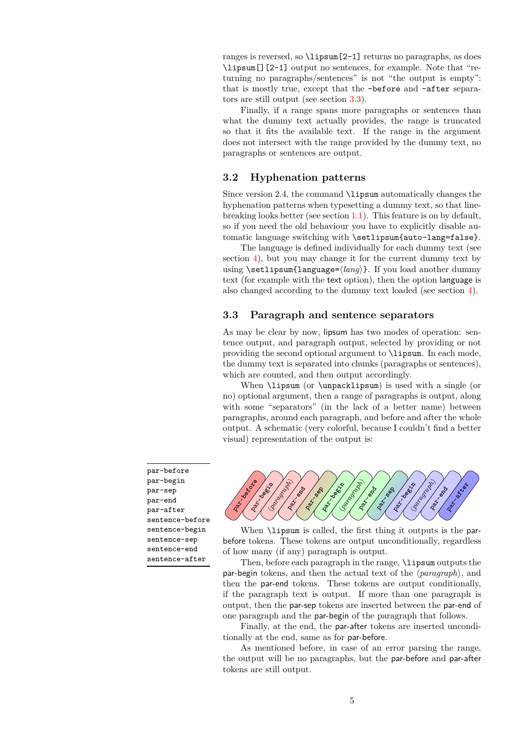ranges is reversed, so `\lipsum[2-1]` returns no paragraphs, as does `\lipsum[][2-1]` output no sentences, for example. Note that "returning no paragraphs/sentences" is not "the output is empty": that is mostly true, except that the `-before` and `-after` separators are still output (see section 3.3).

Finally, if a range spans more paragraphs or sentences than what the dummy text actually provides, the range is truncated so that it fits the available text. If the range in the argument does not intersect with the range provided by the dummy text, no paragraphs or sentences are output.

### 3.2 Hyphenation patterns

Since version 2.4, the command `\lipsum` automatically changes the hyphenation patterns when typesetting a dummy text, so that line-breaking looks better (see section 1.1). This feature is on by default, so if you need the old behaviour you have to explicitly disable automatic language switching with `\setlipsum{auto-lang=false}`.

The language is defined individually for each dummy text (see section 4), but you may change it for the current dummy text by using `\setlipsum{language=`⟨*lang*⟩`}`. If you load another dummy text (for example with the text option), then the option language is also changed according to the dummy text loaded (see section 4).

### 3.3 Paragraph and sentence separators

As may be clear by now, lipsum has two modes of operation: sentence output, and paragraph output, selected by providing or not providing the second optional argument to `\lipsum`. In each mode, the dummy text is separated into chunks (paragraphs or sentences), which are counted, and then output accordingly.

When `\lipsum` (or `\unpacklipsum`) is used with a single (or no) optional argument, then a range of paragraphs is output, along with some "separators" (in the lack of a better name) between paragraphs, around each paragraph, and before and after the whole output. A schematic (very colorful, because I couldn't find a better visual) representation of the output is:

```
par-before
par-begin
par-sep
par-end
par-after
sentence-before
sentence-begin
sentence-sep
sentence-end
sentence-after
```

par-before | par-begin | ⟨*paragraph*⟩ | par-end | par-sep | par-begin | ⟨*paragraph*⟩ | par-end | par-sep | par-begin | ⟨*paragraph*⟩ | par-end | par-after

When `\lipsum` is called, the first thing it outputs is the par-before tokens. These tokens are output unconditionally, regardless of how many (if any) paragraph is output.

Then, before each paragraph in the range, `\lipsum` outputs the par-begin tokens, and then the actual text of the ⟨*paragraph*⟩, and then the par-end tokens. These tokens are output conditionally, if the paragraph text is output. If more than one paragraph is output, then the par-sep tokens are inserted between the par-end of one paragraph and the par-begin of the paragraph that follows.

Finally, at the end, the par-after tokens are inserted unconditionally at the end, same as for par-before.

As mentioned before, in case of an error parsing the range, the output will be no paragraphs, but the par-before and par-after tokens are still output.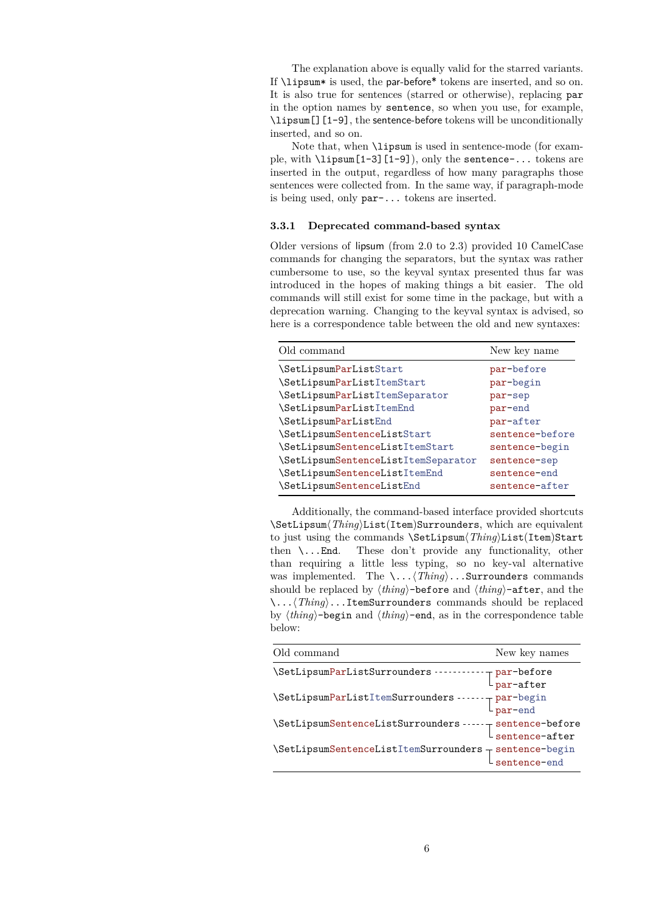The explanation above is equally valid for the starred variants. If `\lipsum*` is used, the par-before* tokens are inserted, and so on. It is also true for sentences (starred or otherwise), replacing `par` in the option names by `sentence`, so when you use, for example, `\lipsum[][1-9]`, the sentence-before tokens will be unconditionally inserted, and so on.

Note that, when `\lipsum` is used in sentence-mode (for example, with `\lipsum[1-3][1-9]`), only the `sentence-...` tokens are inserted in the output, regardless of how many paragraphs those sentences were collected from. In the same way, if paragraph-mode is being used, only `par-...` tokens are inserted.

### 3.3.1 Deprecated command-based syntax

Older versions of lipsum (from 2.0 to 2.3) provided 10 CamelCase commands for changing the separators, but the syntax was rather cumbersome to use, so the keyval syntax presented thus far was introduced in the hopes of making things a bit easier. The old commands will still exist for some time in the package, but with a deprecation warning. Changing to the keyval syntax is advised, so here is a correspondence table between the old and new syntaxes:

| Old command | New key name |
|---|---|
| `\SetLipsumParListStart` | `par-before` |
| `\SetLipsumParListItemStart` | `par-begin` |
| `\SetLipsumParListItemSeparator` | `par-sep` |
| `\SetLipsumParListItemEnd` | `par-end` |
| `\SetLipsumParListEnd` | `par-after` |
| `\SetLipsumSentenceListStart` | `sentence-before` |
| `\SetLipsumSentenceListItemStart` | `sentence-begin` |
| `\SetLipsumSentenceListItemSeparator` | `sentence-sep` |
| `\SetLipsumSentenceListItemEnd` | `sentence-end` |
| `\SetLipsumSentenceListEnd` | `sentence-after` |

Additionally, the command-based interface provided shortcuts `\SetLipsum`⟨*Thing*⟩`List(Item)Surrounders`, which are equivalent to just using the commands `\SetLipsum`⟨*Thing*⟩`List(Item)Start` then `\...End`. These don't provide any functionality, other than requiring a little less typing, so no key-val alternative was implemented. The `\...`⟨*Thing*⟩`...Surrounders` commands should be replaced by ⟨*thing*⟩`-before` and ⟨*thing*⟩`-after`, and the `\...`⟨*Thing*⟩`...ItemSurrounders` commands should be replaced by ⟨*thing*⟩`-begin` and ⟨*thing*⟩`-end`, as in the correspondence table below:

| Old command | New key names |
|---|---|
| `\SetLipsumParListSurrounders` | `par-before`<br>`par-after` |
| `\SetLipsumParListItemSurrounders` | `par-begin`<br>`par-end` |
| `\SetLipsumSentenceListSurrounders` | `sentence-before`<br>`sentence-after` |
| `\SetLipsumSentenceListItemSurrounders` | `sentence-begin`<br>`sentence-end` |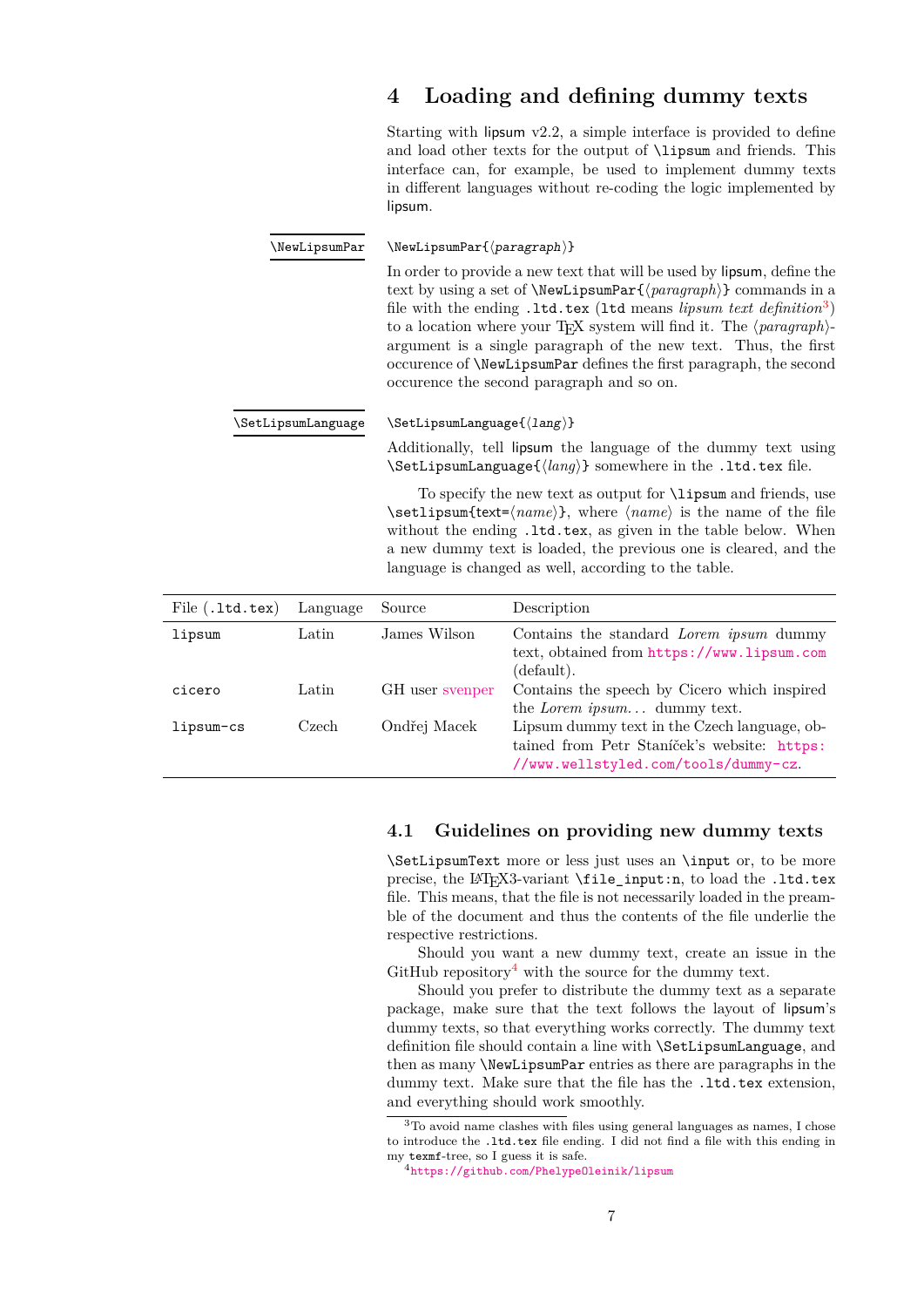# 4 Loading and defining dummy texts

Starting with lipsum v2.2, a simple interface is provided to define and load other texts for the output of `\lipsum` and friends. This interface can, for example, be used to implement dummy texts in different languages without re-coding the logic implemented by lipsum.

`\NewLipsumPar` `\NewLipsumPar{⟨paragraph⟩}`

In order to provide a new text that will be used by lipsum, define the text by using a set of `\NewLipsumPar{⟨paragraph⟩}` commands in a file with the ending `.ltd.tex` (`ltd` means *lipsum text definition*[3]) to a location where your TeX system will find it. The ⟨paragraph⟩-argument is a single paragraph of the new text. Thus, the first occurence of `\NewLipsumPar` defines the first paragraph, the second occurence the second paragraph and so on.

`\SetLipsumLanguage` `\SetLipsumLanguage{⟨lang⟩}`

Additionally, tell lipsum the language of the dummy text using `\SetLipsumLanguage{⟨lang⟩}` somewhere in the `.ltd.tex` file.

To specify the new text as output for `\lipsum` and friends, use `\setlipsum{text=⟨name⟩}`, where ⟨name⟩ is the name of the file without the ending `.ltd.tex`, as given in the table below. When a new dummy text is loaded, the previous one is cleared, and the language is changed as well, according to the table.

| File (`.ltd.tex`) | Language | Source | Description |
|---|---|---|---|
| `lipsum` | Latin | James Wilson | Contains the standard *Lorem ipsum* dummy text, obtained from `https://www.lipsum.com` (default). |
| `cicero` | Latin | GH user svenper | Contains the speech by Cicero which inspired the *Lorem ipsum...* dummy text. |
| `lipsum-cs` | Czech | Ondřej Macek | Lipsum dummy text in the Czech language, obtained from Petr Staníček's website: `https://www.wellstyled.com/tools/dummy-cz`. |

## 4.1 Guidelines on providing new dummy texts

`\SetLipsumText` more or less just uses an `\input` or, to be more precise, the LaTeX3-variant `\file_input:n`, to load the `.ltd.tex` file. This means, that the file is not necessarily loaded in the preamble of the document and thus the contents of the file underlie the respective restrictions.

Should you want a new dummy text, create an issue in the GitHub repository[4] with the source for the dummy text.

Should you prefer to distribute the dummy text as a separate package, make sure that the text follows the layout of lipsum's dummy texts, so that everything works correctly. The dummy text definition file should contain a line with `\SetLipsumLanguage`, and then as many `\NewLipsumPar` entries as there are paragraphs in the dummy text. Make sure that the file has the `.ltd.tex` extension, and everything should work smoothly.

[3] To avoid name clashes with files using general languages as names, I chose to introduce the `.ltd.tex` file ending. I did not find a file with this ending in my `texmf`-tree, so I guess it is safe.

[4] `https://github.com/PhelypeOleinik/lipsum`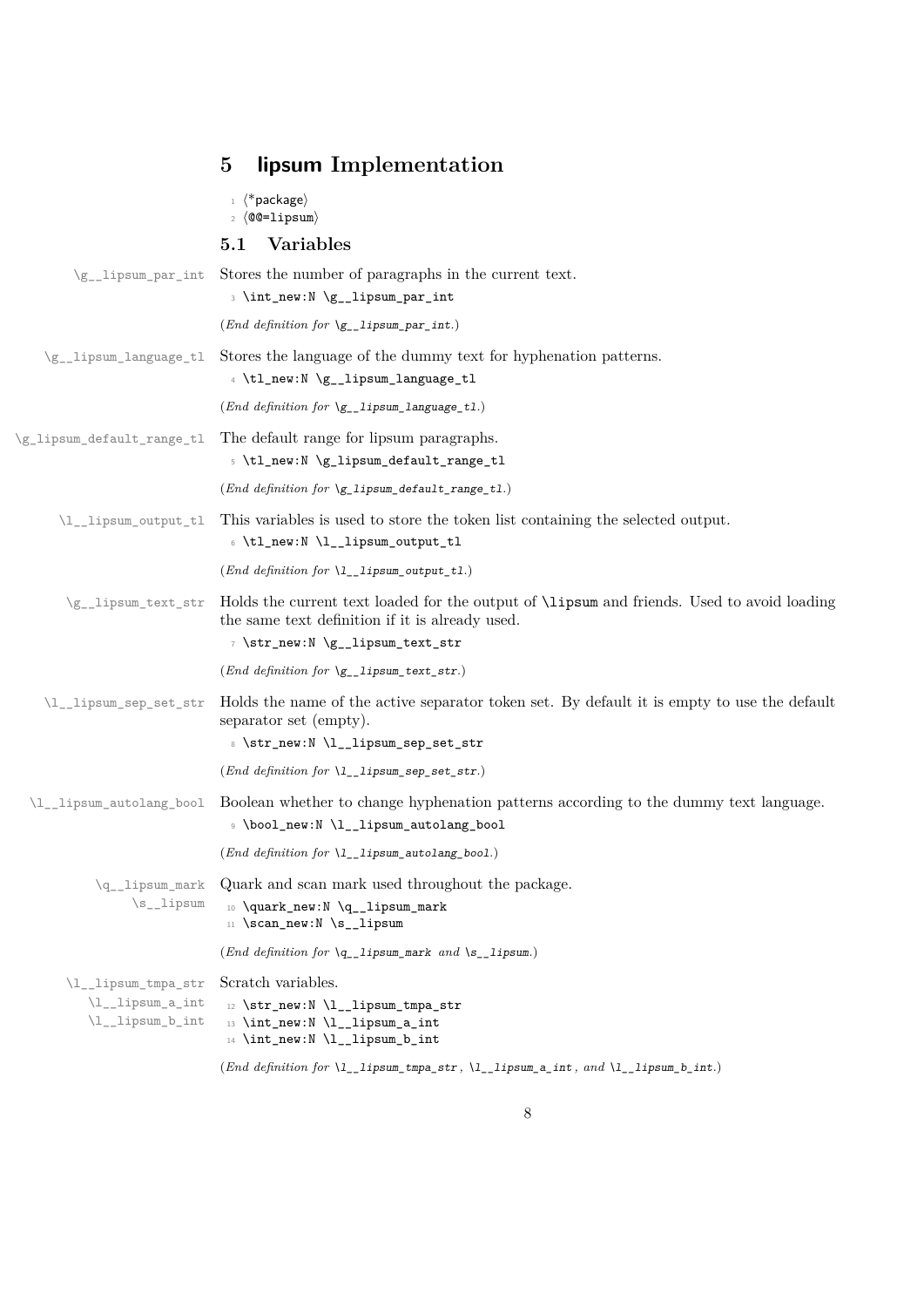# 5 lipsum Implementation

```
1 ⟨*package⟩
2 ⟨@@=lipsum⟩
```

## 5.1 Variables

\g__lipsum_par_int

Stores the number of paragraphs in the current text.

```
3 \int_new:N \g__lipsum_par_int
```

(*End definition for* \g__lipsum_par_int.)

\g__lipsum_language_tl

Stores the language of the dummy text for hyphenation patterns.

```
4 \tl_new:N \g__lipsum_language_tl
```

(*End definition for* \g__lipsum_language_tl.)

\g_lipsum_default_range_tl

The default range for lipsum paragraphs.

```
5 \tl_new:N \g_lipsum_default_range_tl
```

(*End definition for* \g_lipsum_default_range_tl.)

\l__lipsum_output_tl

This variables is used to store the token list containing the selected output.

```
6 \tl_new:N \l__lipsum_output_tl
```

(*End definition for* \l__lipsum_output_tl.)

\g__lipsum_text_str

Holds the current text loaded for the output of \lipsum and friends. Used to avoid loading the same text definition if it is already used.

```
7 \str_new:N \g__lipsum_text_str
```

(*End definition for* \g__lipsum_text_str.)

\l__lipsum_sep_set_str

Holds the name of the active separator token set. By default it is empty to use the default separator set (empty).

```
8 \str_new:N \l__lipsum_sep_set_str
```

(*End definition for* \l__lipsum_sep_set_str.)

\l__lipsum_autolang_bool

Boolean whether to change hyphenation patterns according to the dummy text language.

```
9 \bool_new:N \l__lipsum_autolang_bool
```

(*End definition for* \l__lipsum_autolang_bool.)

\q__lipsum_mark
\s__lipsum

Quark and scan mark used throughout the package.

```
10 \quark_new:N \q__lipsum_mark
11 \scan_new:N \s__lipsum
```

(*End definition for* \q__lipsum_mark *and* \s__lipsum.)

\l__lipsum_tmpa_str
\l__lipsum_a_int
\l__lipsum_b_int

Scratch variables.

```
12 \str_new:N \l__lipsum_tmpa_str
13 \int_new:N \l__lipsum_a_int
14 \int_new:N \l__lipsum_b_int
```

(*End definition for* \l__lipsum_tmpa_str *,* \l__lipsum_a_int *, and* \l__lipsum_b_int.)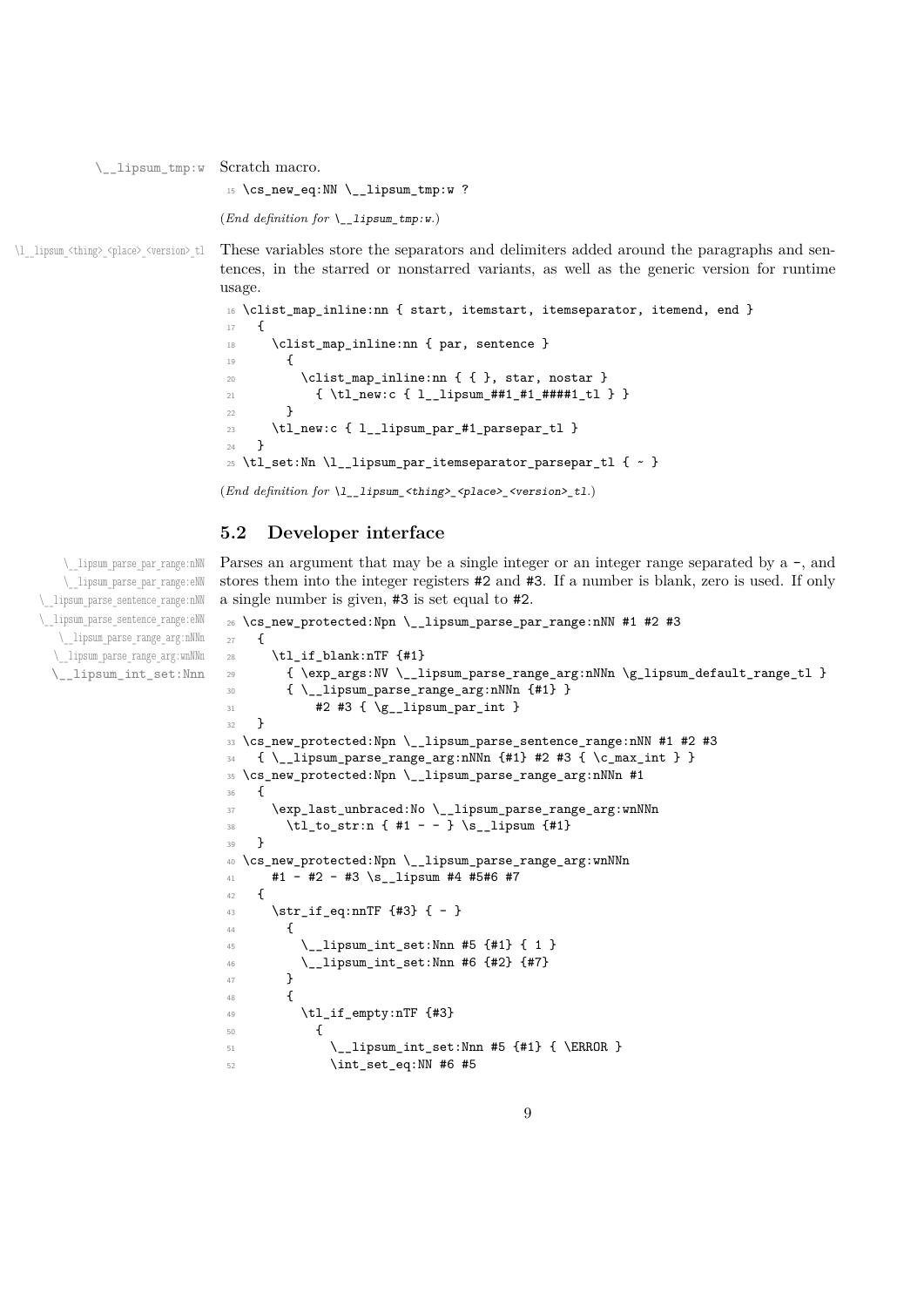\__lipsum_tmp:w Scratch macro.

```
15 \cs_new_eq:NN \__lipsum_tmp:w ?
```

(*End definition for* `\__lipsum_tmp:w`.)

\l__lipsum_<thing>_<place>_<version>_tl These variables store the separators and delimiters added around the paragraphs and sentences, in the starred or nonstarred variants, as well as the generic version for runtime usage.

```
16 \clist_map_inline:nn { start, itemstart, itemseparator, itemend, end }
17   {
18     \clist_map_inline:nn { par, sentence }
19       {
20         \clist_map_inline:nn { { }, star, nostar }
21           { \tl_new:c { l__lipsum_##1_#1_####1_tl } }
22       }
23     \tl_new:c { l__lipsum_par_#1_parsepar_tl }
24   }
25 \tl_set:Nn \l__lipsum_par_itemseparator_parsepar_tl { ~ }
```

(*End definition for* `\l__lipsum_<thing>_<place>_<version>_tl`.)

## 5.2 Developer interface

\__lipsum_parse_par_range:nNN
\__lipsum_parse_par_range:eNN
\__lipsum_parse_sentence_range:nNN
\__lipsum_parse_sentence_range:eNN
\__lipsum_parse_range_arg:nNNn
\__lipsum_parse_range_arg:wnNNn
\__lipsum_int_set:Nnn

Parses an argument that may be a single integer or an integer range separated by a -, and stores them into the integer registers #2 and #3. If a number is blank, zero is used. If only a single number is given, #3 is set equal to #2.

```
26 \cs_new_protected:Npn \__lipsum_parse_par_range:nNN #1 #2 #3
27   {
28     \tl_if_blank:nTF {#1}
29       { \exp_args:NV \__lipsum_parse_range_arg:nNNn \g_lipsum_default_range_tl }
30       { \__lipsum_parse_range_arg:nNNn {#1} }
31           #2 #3 { \g__lipsum_par_int }
32   }
33 \cs_new_protected:Npn \__lipsum_parse_sentence_range:nNN #1 #2 #3
34   { \__lipsum_parse_range_arg:nNNn {#1} #2 #3 { \c_max_int } }
35 \cs_new_protected:Npn \__lipsum_parse_range_arg:nNNn #1
36   {
37     \exp_last_unbraced:No \__lipsum_parse_range_arg:wnNNn
38       \tl_to_str:n { #1 - - } \s__lipsum {#1}
39   }
40 \cs_new_protected:Npn \__lipsum_parse_range_arg:wnNNn
41     #1 - #2 - #3 \s__lipsum #4 #5#6 #7
42   {
43     \str_if_eq:nnTF {#3} { - }
44       {
45         \__lipsum_int_set:Nnn #5 {#1} { 1 }
46         \__lipsum_int_set:Nnn #6 {#2} {#7}
47       }
48       {
49         \tl_if_empty:nTF {#3}
50           {
51             \__lipsum_int_set:Nnn #5 {#1} { \ERROR }
52             \int_set_eq:NN #6 #5
```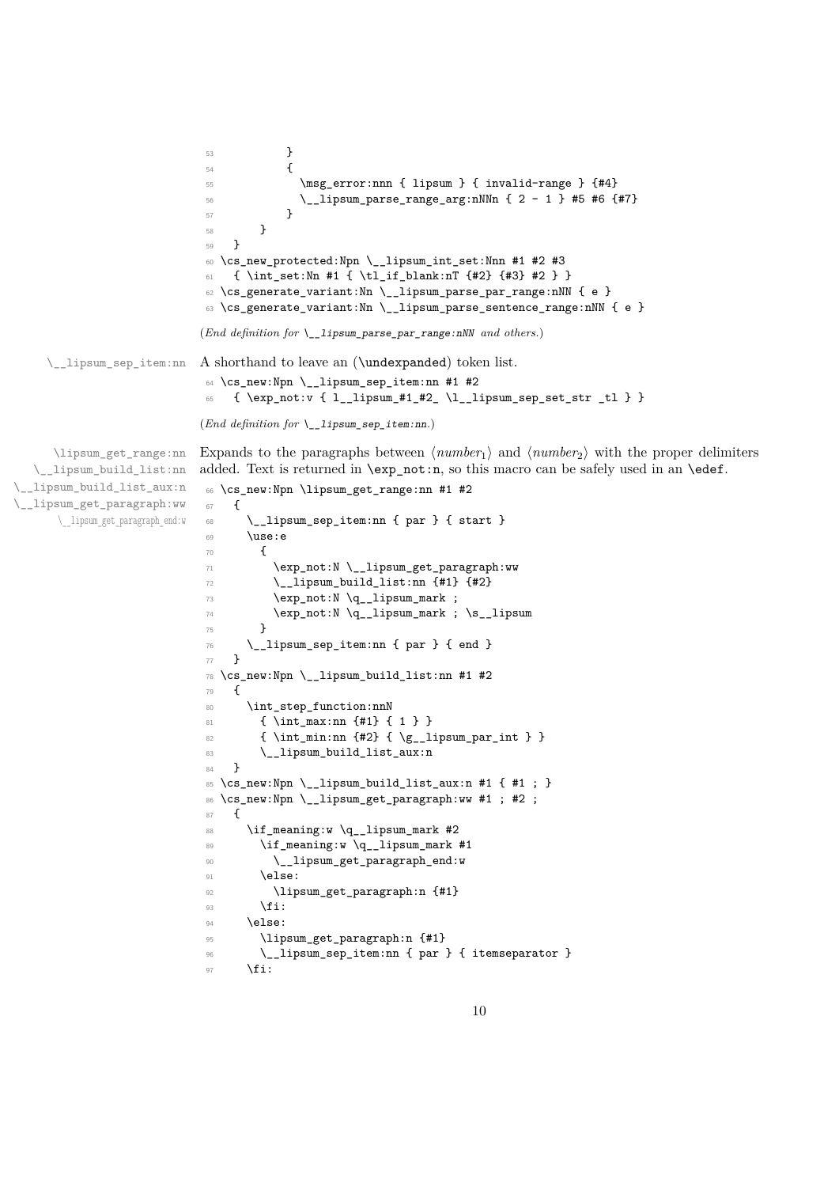```
53          }
54          {
55            \msg_error:nnn { lipsum } { invalid-range } {#4}
56            \__lipsum_parse_range_arg:nNNn { 2 - 1 } #5 #6 {#7}
57          }
58      }
59  }
60 \cs_new_protected:Npn \__lipsum_int_set:Nnn #1 #2 #3
61   { \int_set:Nn #1 { \tl_if_blank:nT {#2} {#3} #2 } }
62 \cs_generate_variant:Nn \__lipsum_parse_par_range:nNN { e }
63 \cs_generate_variant:Nn \__lipsum_parse_sentence_range:nNN { e }
```

(*End definition for* `\__lipsum_parse_par_range:nNN` *and others.*)

`\__lipsum_sep_item:nn`

A shorthand to leave an (`\unexpanded`) token list.

```
64 \cs_new:Npn \__lipsum_sep_item:nn #1 #2
65   { \exp_not:v { l__lipsum_#1_#2_ \l__lipsum_sep_set_str _tl } }
```

(*End definition for* `\__lipsum_sep_item:nn`.)

`\lipsum_get_range:nn`
`\__lipsum_build_list:nn`
`\__lipsum_build_list_aux:n`
`\__lipsum_get_paragraph:ww`
`\__lipsum_get_paragraph_end:w`

Expands to the paragraphs between ⟨*number*$_1$⟩ and ⟨*number*$_2$⟩ with the proper delimiters added. Text is returned in `\exp_not:n`, so this macro can be safely used in an `\edef`.

```
66 \cs_new:Npn \lipsum_get_range:nn #1 #2
67   {
68     \__lipsum_sep_item:nn { par } { start }
69     \use:e
70       {
71         \exp_not:N \__lipsum_get_paragraph:ww
72         \__lipsum_build_list:nn {#1} {#2}
73         \exp_not:N \q__lipsum_mark ;
74         \exp_not:N \q__lipsum_mark ; \s__lipsum
75       }
76     \__lipsum_sep_item:nn { par } { end }
77   }
78 \cs_new:Npn \__lipsum_build_list:nn #1 #2
79   {
80     \int_step_function:nnN
81       { \int_max:nn {#1} { 1 } }
82       { \int_min:nn {#2} { \g__lipsum_par_int } }
83       \__lipsum_build_list_aux:n
84   }
85 \cs_new:Npn \__lipsum_build_list_aux:n #1 { #1 ; }
86 \cs_new:Npn \__lipsum_get_paragraph:ww #1 ; #2 ;
87   {
88     \if_meaning:w \q__lipsum_mark #2
89       \if_meaning:w \q__lipsum_mark #1
90         \__lipsum_get_paragraph_end:w
91       \else:
92         \lipsum_get_paragraph:n {#1}
93       \fi:
94     \else:
95       \lipsum_get_paragraph:n {#1}
96       \__lipsum_sep_item:nn { par } { itemseparator }
97     \fi:
```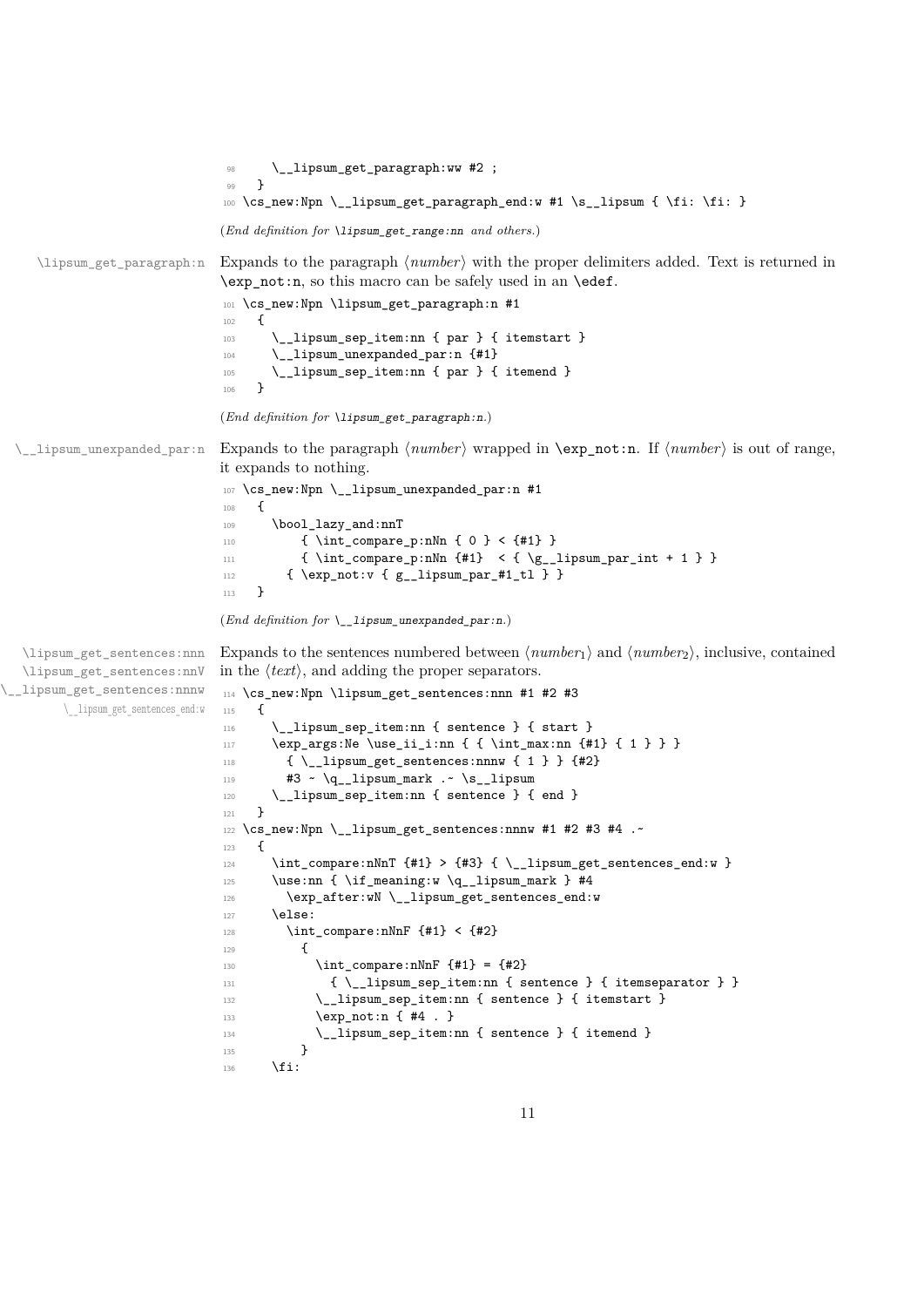```
98      \__lipsum_get_paragraph:ww #2 ;
99    }
100 \cs_new:Npn \__lipsum_get_paragraph_end:w #1 \s__lipsum { \fi: \fi: }
```

(*End definition for \lipsum_get_range:nn and others.*)

`\lipsum_get_paragraph:n`

Expands to the paragraph ⟨*number*⟩ with the proper delimiters added. Text is returned in `\exp_not:n`, so this macro can be safely used in an `\edef`.

```
101 \cs_new:Npn \lipsum_get_paragraph:n #1
102   {
103     \__lipsum_sep_item:nn { par } { itemstart }
104     \__lipsum_unexpanded_par:n {#1}
105     \__lipsum_sep_item:nn { par } { itemend }
106   }
```

(*End definition for \lipsum_get_paragraph:n.*)

`\__lipsum_unexpanded_par:n`

Expands to the paragraph ⟨*number*⟩ wrapped in `\exp_not:n`. If ⟨*number*⟩ is out of range, it expands to nothing.

```
107 \cs_new:Npn \__lipsum_unexpanded_par:n #1
108   {
109     \bool_lazy_and:nnT
110         { \int_compare_p:nNn { 0 } < {#1} }
111         { \int_compare_p:nNn {#1}  < { \g__lipsum_par_int + 1 } }
112       { \exp_not:v { g__lipsum_par_#1_tl } }
113   }
```

(*End definition for \__lipsum_unexpanded_par:n.*)

`\lipsum_get_sentences:nnn`
`\lipsum_get_sentences:nnV`
`\__lipsum_get_sentences:nnnw`
`\__lipsum_get_sentences_end:w`

Expands to the sentences numbered between ⟨*number*$_1$⟩ and ⟨*number*$_2$⟩, inclusive, contained in the ⟨*text*⟩, and adding the proper separators.

```
114 \cs_new:Npn \lipsum_get_sentences:nnn #1 #2 #3
115   {
116     \__lipsum_sep_item:nn { sentence } { start }
117     \exp_args:Ne \use_ii_i:nn { { \int_max:nn {#1} { 1 } } }
118       { \__lipsum_get_sentences:nnnw { 1 } } {#2}
119       #3 ~ \q__lipsum_mark .~ \s__lipsum
120     \__lipsum_sep_item:nn { sentence } { end }
121   }
122 \cs_new:Npn \__lipsum_get_sentences:nnnw #1 #2 #3 #4 .~
123   {
124     \int_compare:nNnT {#1} > {#3} { \__lipsum_get_sentences_end:w }
125     \use:nn { \if_meaning:w \q__lipsum_mark } #4
126       \exp_after:wN \__lipsum_get_sentences_end:w
127     \else:
128       \int_compare:nNnF {#1} < {#2}
129         {
130           \int_compare:nNnF {#1} = {#2}
131             { \__lipsum_sep_item:nn { sentence } { itemseparator } }
132           \__lipsum_sep_item:nn { sentence } { itemstart }
133           \exp_not:n { #4 . }
134           \__lipsum_sep_item:nn { sentence } { itemend }
135         }
136     \fi:
```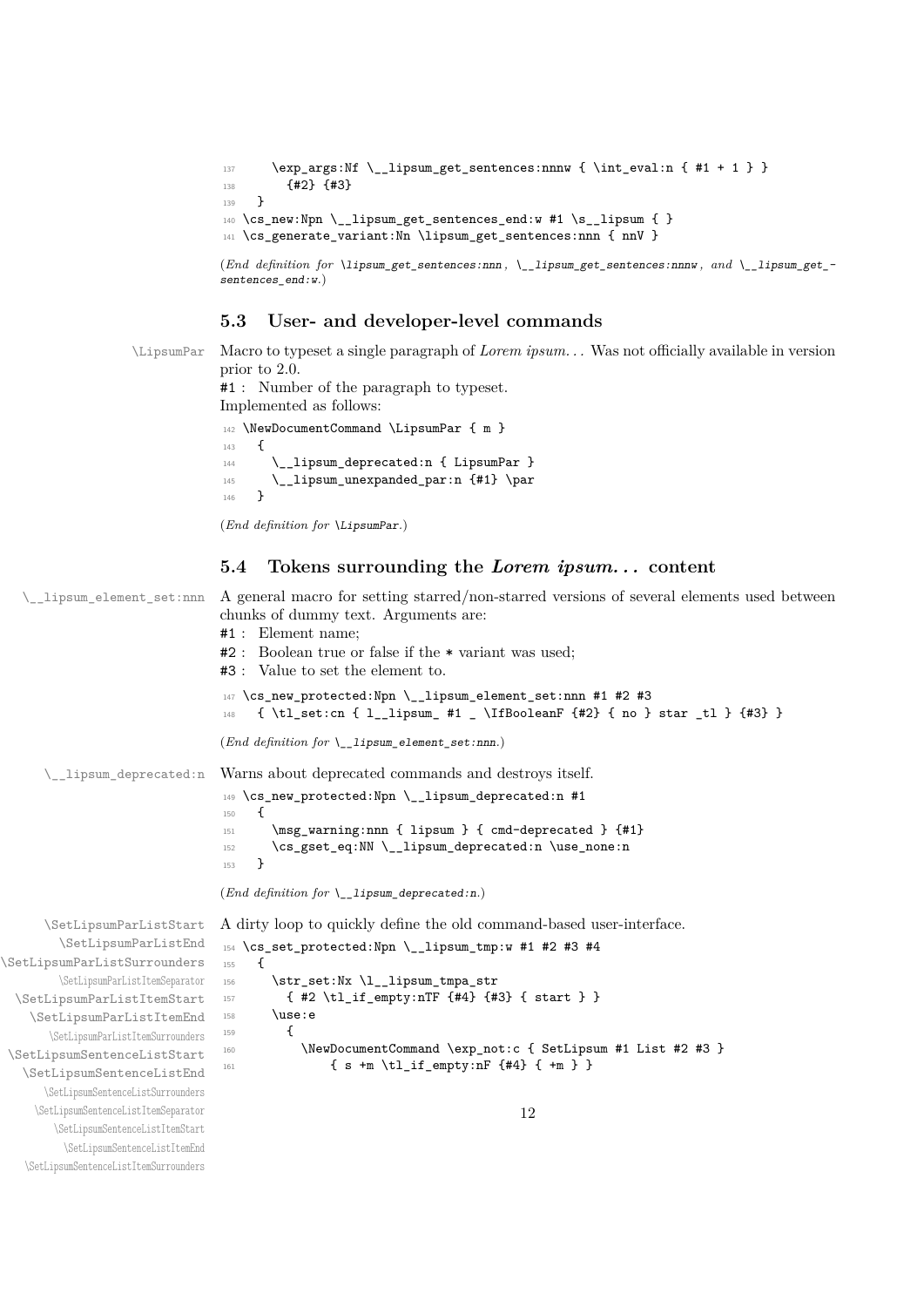```
137     \exp_args:Nf \__lipsum_get_sentences:nnnw { \int_eval:n { #1 + 1 } }
138       {#2} {#3}
139   }
140 \cs_new:Npn \__lipsum_get_sentences_end:w #1 \s__lipsum { }
141 \cs_generate_variant:Nn \lipsum_get_sentences:nnn { nnV }
```

(*End definition for \lipsum_get_sentences:nnn, \__lipsum_get_sentences:nnnw, and \__lipsum_get_sentences_end:w.*)

### 5.3 User- and developer-level commands

\LipsumPar

Macro to typeset a single paragraph of *Lorem ipsum...* Was not officially available in version prior to 2.0.
#1 : Number of the paragraph to typeset.
Implemented as follows:

```
142 \NewDocumentCommand \LipsumPar { m }
143   {
144     \__lipsum_deprecated:n { LipsumPar }
145     \__lipsum_unexpanded_par:n {#1} \par
146   }
```

(*End definition for \LipsumPar.*)

### 5.4 Tokens surrounding the *Lorem ipsum...* content

\__lipsum_element_set:nnn

A general macro for setting starred/non-starred versions of several elements used between chunks of dummy text. Arguments are:
#1 : Element name;
#2 : Boolean true or false if the * variant was used;
#3 : Value to set the element to.

```
147 \cs_new_protected:Npn \__lipsum_element_set:nnn #1 #2 #3
148   { \tl_set:cn { l__lipsum_ #1 _ \IfBooleanF {#2} { no } star _tl } {#3} }
```

(*End definition for \__lipsum_element_set:nnn.*)

\__lipsum_deprecated:n

Warns about deprecated commands and destroys itself.

```
149 \cs_new_protected:Npn \__lipsum_deprecated:n #1
150   {
151     \msg_warning:nnn { lipsum } { cmd-deprecated } {#1}
152     \cs_gset_eq:NN \__lipsum_deprecated:n \use_none:n
153   }
```

(*End definition for \__lipsum_deprecated:n.*)

\SetLipsumParListStart
\SetLipsumParListEnd
\SetLipsumParListSurrounders
\SetLipsumParListItemSeparator
\SetLipsumParListItemStart
\SetLipsumParListItemEnd
\SetLipsumParListItemSurrounders
\SetLipsumSentenceListStart
\SetLipsumSentenceListEnd
\SetLipsumSentenceListSurrounders
\SetLipsumSentenceListItemSeparator
\SetLipsumSentenceListItemStart
\SetLipsumSentenceListItemEnd
\SetLipsumSentenceListItemSurrounders

A dirty loop to quickly define the old command-based user-interface.

```
154 \cs_set_protected:Npn \__lipsum_tmp:w #1 #2 #3 #4
155   {
156     \str_set:Nx \l__lipsum_tmpa_str
157       { #2 \tl_if_empty:nTF {#4} {#3} { start } }
158     \use:e
159       {
160         \NewDocumentCommand \exp_not:c { SetLipsum #1 List #2 #3 }
161             { s +m \tl_if_empty:nF {#4} { +m } }
```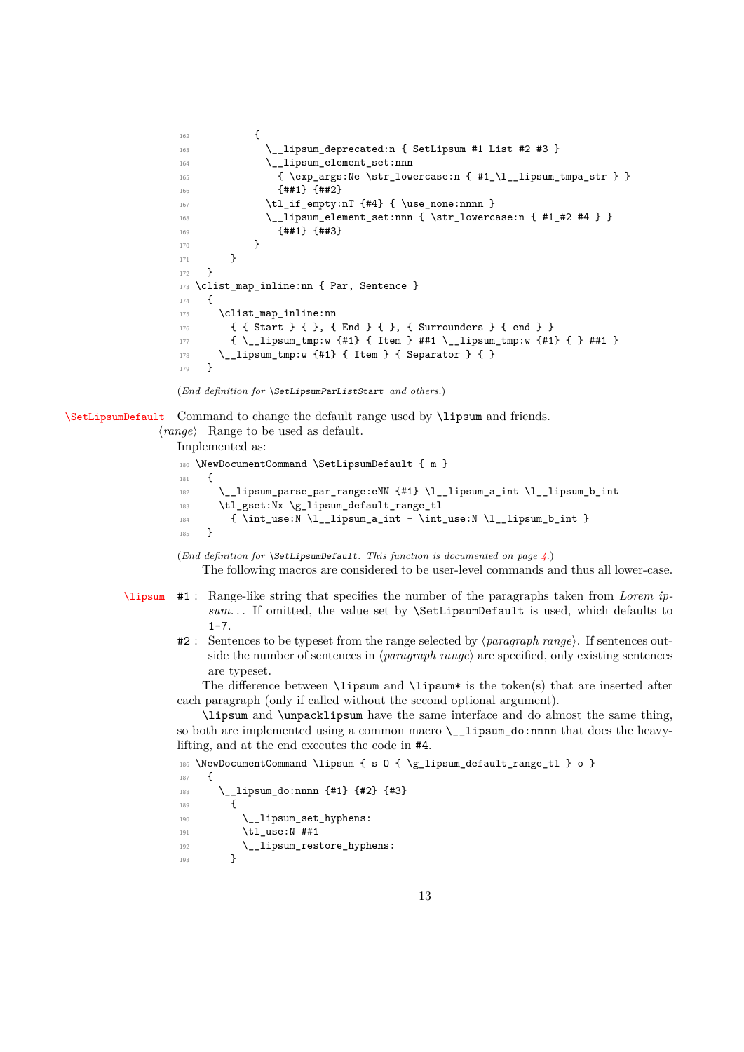```
162           {
163             \__lipsum_deprecated:n { SetLipsum #1 List #2 #3 }
164             \__lipsum_element_set:nnn
165               { \exp_args:Ne \str_lowercase:n { #1_\l__lipsum_tmpa_str } }
166               {##1} {##2}
167             \tl_if_empty:nT {#4} { \use_none:nnnn }
168             \__lipsum_element_set:nnn { \str_lowercase:n { #1_#2 #4 } }
169               {##1} {##3}
170           }
171       }
172   }
173 \clist_map_inline:nn { Par, Sentence }
174   {
175     \clist_map_inline:nn
176       { { Start } { }, { End } { }, { Surrounders } { end } }
177       { \__lipsum_tmp:w {#1} { Item } ##1 \__lipsum_tmp:w {#1} { } ##1 }
178     \__lipsum_tmp:w {#1} { Item } { Separator } { }
179   }
```

(*End definition for* `\SetLipsumParListStart` *and others.*)

**\SetLipsumDefault** Command to change the default range used by `\lipsum` and friends.

⟨*range*⟩ Range to be used as default.

Implemented as:

```
180 \NewDocumentCommand \SetLipsumDefault { m }
181   {
182     \__lipsum_parse_par_range:eNN {#1} \l__lipsum_a_int \l__lipsum_b_int
183     \tl_gset:Nx \g_lipsum_default_range_tl
184       { \int_use:N \l__lipsum_a_int - \int_use:N \l__lipsum_b_int }
185   }
```

(*End definition for* `\SetLipsumDefault`*. This function is documented on page 4.*)

The following macros are considered to be user-level commands and thus all lower-case.

**\lipsum**

#1 : Range-like string that specifies the number of the paragraphs taken from *Lorem ipsum...* If omitted, the value set by `\SetLipsumDefault` is used, which defaults to `1-7`.

#2 : Sentences to be typeset from the range selected by ⟨*paragraph range*⟩. If sentences outside the number of sentences in ⟨*paragraph range*⟩ are specified, only existing sentences are typeset.

The difference between `\lipsum` and `\lipsum*` is the token(s) that are inserted after each paragraph (only if called without the second optional argument).

`\lipsum` and `\unpacklipsum` have the same interface and do almost the same thing, so both are implemented using a common macro `\__lipsum_do:nnnn` that does the heavy-lifting, and at the end executes the code in #4.

```
186 \NewDocumentCommand \lipsum { s O { \g_lipsum_default_range_tl } o }
187   {
188     \__lipsum_do:nnnn {#1} {#2} {#3}
189       {
190         \__lipsum_set_hyphens:
191         \tl_use:N ##1
192         \__lipsum_restore_hyphens:
193       }
```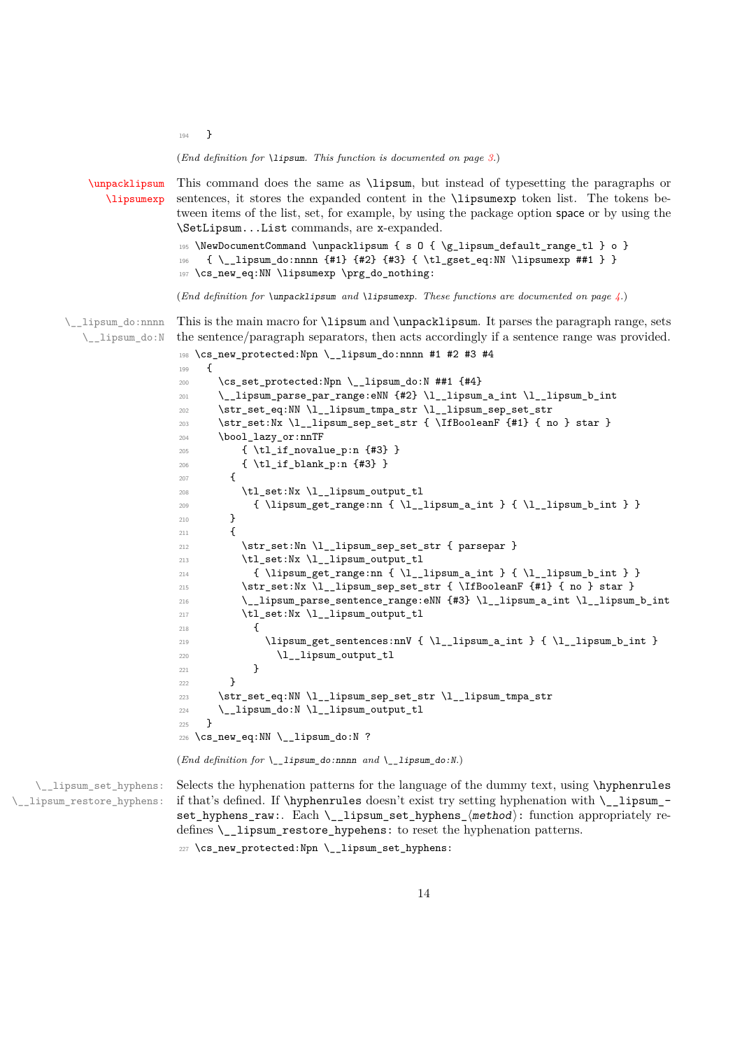```
194   }
```

(*End definition for* `\lipsum`. *This function is documented on page 3.*)

**`\unpacklipsum`** **`\lipsumexp`**

This command does the same as `\lipsum`, but instead of typesetting the paragraphs or sentences, it stores the expanded content in the `\lipsumexp` token list. The tokens between items of the list, set, for example, by using the package option `space` or by using the `\SetLipsum...List` commands, are x-expanded.

```
195 \NewDocumentCommand \unpacklipsum { s O { \g_lipsum_default_range_tl } o }
196   { \__lipsum_do:nnnn {#1} {#2} {#3} { \tl_gset_eq:NN \lipsumexp ##1 } }
197 \cs_new_eq:NN \lipsumexp \prg_do_nothing:
```

(*End definition for* `\unpacklipsum` *and* `\lipsumexp`. *These functions are documented on page 4.*)

`\__lipsum_do:nnnn` `\__lipsum_do:N`

This is the main macro for `\lipsum` and `\unpacklipsum`. It parses the paragraph range, sets the sentence/paragraph separators, then acts accordingly if a sentence range was provided.

```
198 \cs_new_protected:Npn \__lipsum_do:nnnn #1 #2 #3 #4
199   {
200     \cs_set_protected:Npn \__lipsum_do:N ##1 {#4}
201     \__lipsum_parse_par_range:eNN {#2} \l__lipsum_a_int \l__lipsum_b_int
202     \str_set_eq:NN \l__lipsum_tmpa_str \l__lipsum_sep_set_str
203     \str_set:Nx \l__lipsum_sep_set_str { \IfBooleanF {#1} { no } star }
204     \bool_lazy_or:nnTF
205         { \tl_if_novalue_p:n {#3} }
206         { \tl_if_blank_p:n {#3} }
207       {
208         \tl_set:Nx \l__lipsum_output_tl
209           { \lipsum_get_range:nn { \l__lipsum_a_int } { \l__lipsum_b_int } }
210       }
211       {
212         \str_set:Nn \l__lipsum_sep_set_str { parsepar }
213         \tl_set:Nx \l__lipsum_output_tl
214           { \lipsum_get_range:nn { \l__lipsum_a_int } { \l__lipsum_b_int } }
215         \str_set:Nx \l__lipsum_sep_set_str { \IfBooleanF {#1} { no } star }
216         \__lipsum_parse_sentence_range:eNN {#3} \l__lipsum_a_int \l__lipsum_b_int
217         \tl_set:Nx \l__lipsum_output_tl
218           {
219             \lipsum_get_sentences:nnV { \l__lipsum_a_int } { \l__lipsum_b_int }
220               \l__lipsum_output_tl
221           }
222       }
223     \str_set_eq:NN \l__lipsum_sep_set_str \l__lipsum_tmpa_str
224     \__lipsum_do:N \l__lipsum_output_tl
225   }
226 \cs_new_eq:NN \__lipsum_do:N ?
```

(*End definition for* `\__lipsum_do:nnnn` *and* `\__lipsum_do:N`.)

`\__lipsum_set_hyphens:` `\__lipsum_restore_hyphens:`

Selects the hyphenation patterns for the language of the dummy text, using `\hyphenrules` if that's defined. If `\hyphenrules` doesn't exist try setting hyphenation with `\__lipsum_set_hyphens_raw:`. Each `\__lipsum_set_hyphens_`⟨*method*⟩`:` function appropriately redefines `\__lipsum_restore_hypehens:` to reset the hyphenation patterns.

```
227 \cs_new_protected:Npn \__lipsum_set_hyphens:
```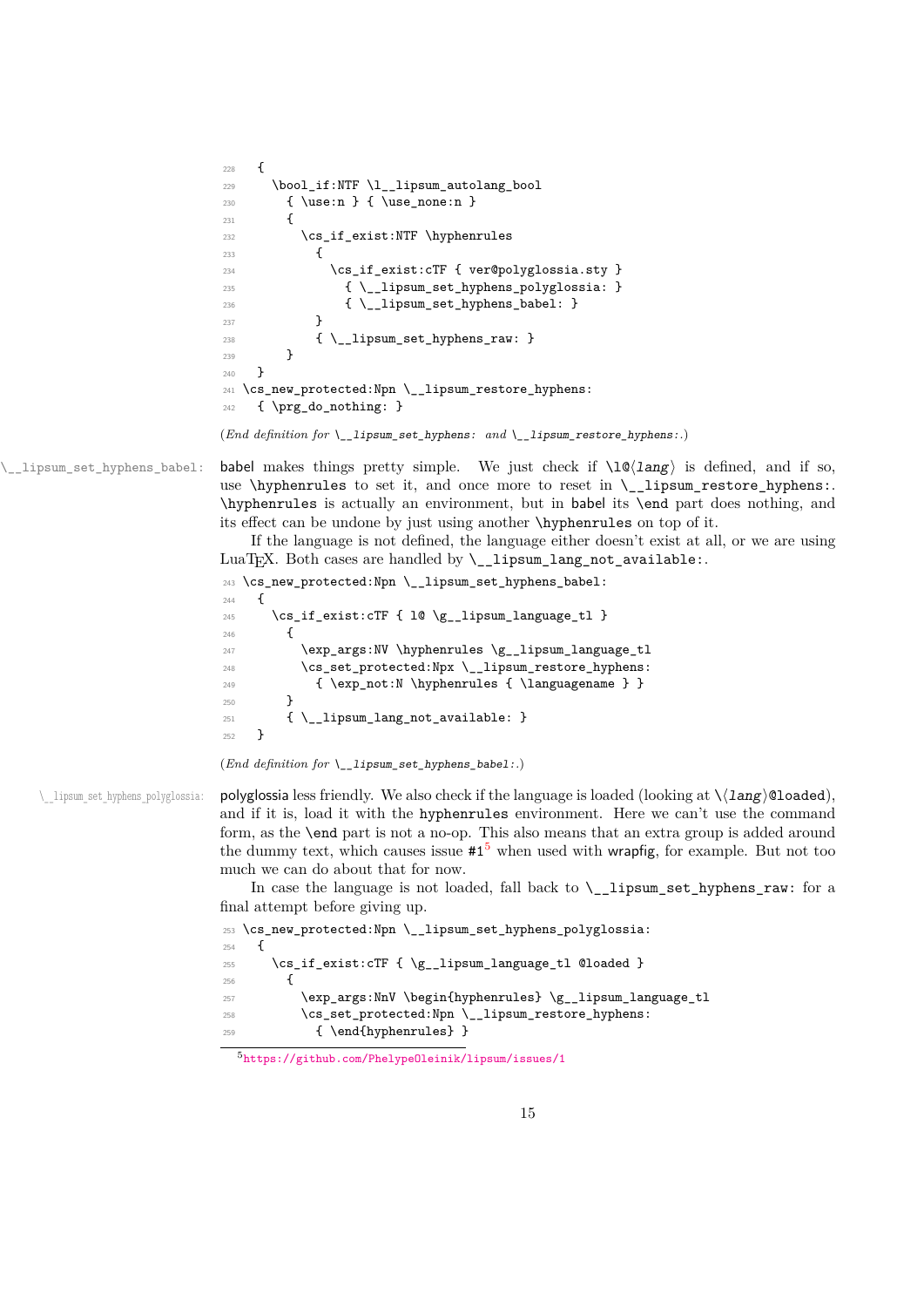```
228   {
229     \bool_if:NTF \l__lipsum_autolang_bool
230       { \use:n } { \use_none:n }
231       {
232         \cs_if_exist:NTF \hyphenrules
233           {
234             \cs_if_exist:cTF { ver@polyglossia.sty }
235               { \__lipsum_set_hyphens_polyglossia: }
236               { \__lipsum_set_hyphens_babel: }
237           }
238           { \__lipsum_set_hyphens_raw: }
239       }
240   }
241 \cs_new_protected:Npn \__lipsum_restore_hyphens:
242   { \prg_do_nothing: }
```

(*End definition for* `\__lipsum_set_hyphens:` *and* `\__lipsum_restore_hyphens:`.)

`\__lipsum_set_hyphens_babel:` babel makes things pretty simple. We just check if `\l@`⟨*lang*⟩ is defined, and if so, use `\hyphenrules` to set it, and once more to reset in `\__lipsum_restore_hyphens:`. `\hyphenrules` is actually an environment, but in babel its `\end` part does nothing, and its effect can be undone by just using another `\hyphenrules` on top of it.

If the language is not defined, the language either doesn't exist at all, or we are using LuaTEX. Both cases are handled by `\__lipsum_lang_not_available:`.

```
243 \cs_new_protected:Npn \__lipsum_set_hyphens_babel:
244   {
245     \cs_if_exist:cTF { l@ \g__lipsum_language_tl }
246       {
247         \exp_args:NV \hyphenrules \g__lipsum_language_tl
248         \cs_set_protected:Npx \__lipsum_restore_hyphens:
249           { \exp_not:N \hyphenrules { \languagename } }
250       }
251       { \__lipsum_lang_not_available: }
252   }
```

(*End definition for* `\__lipsum_set_hyphens_babel:`.)

`\__lipsum_set_hyphens_polyglossia:` polyglossia less friendly. We also check if the language is loaded (looking at `\`⟨*lang*⟩`@loaded`), and if it is, load it with the `hyphenrules` environment. Here we can't use the command form, as the `\end` part is not a no-op. This also means that an extra group is added around the dummy text, which causes issue #1[5] when used with wrapfig, for example. But not too much we can do about that for now.

In case the language is not loaded, fall back to `\__lipsum_set_hyphens_raw:` for a final attempt before giving up.

```
253 \cs_new_protected:Npn \__lipsum_set_hyphens_polyglossia:
254   {
255     \cs_if_exist:cTF { \g__lipsum_language_tl @loaded }
256       {
257         \exp_args:NnV \begin{hyphenrules} \g__lipsum_language_tl
258         \cs_set_protected:Npn \__lipsum_restore_hyphens:
259           { \end{hyphenrules} }
```

[5] https://github.com/PhelypeOleinik/lipsum/issues/1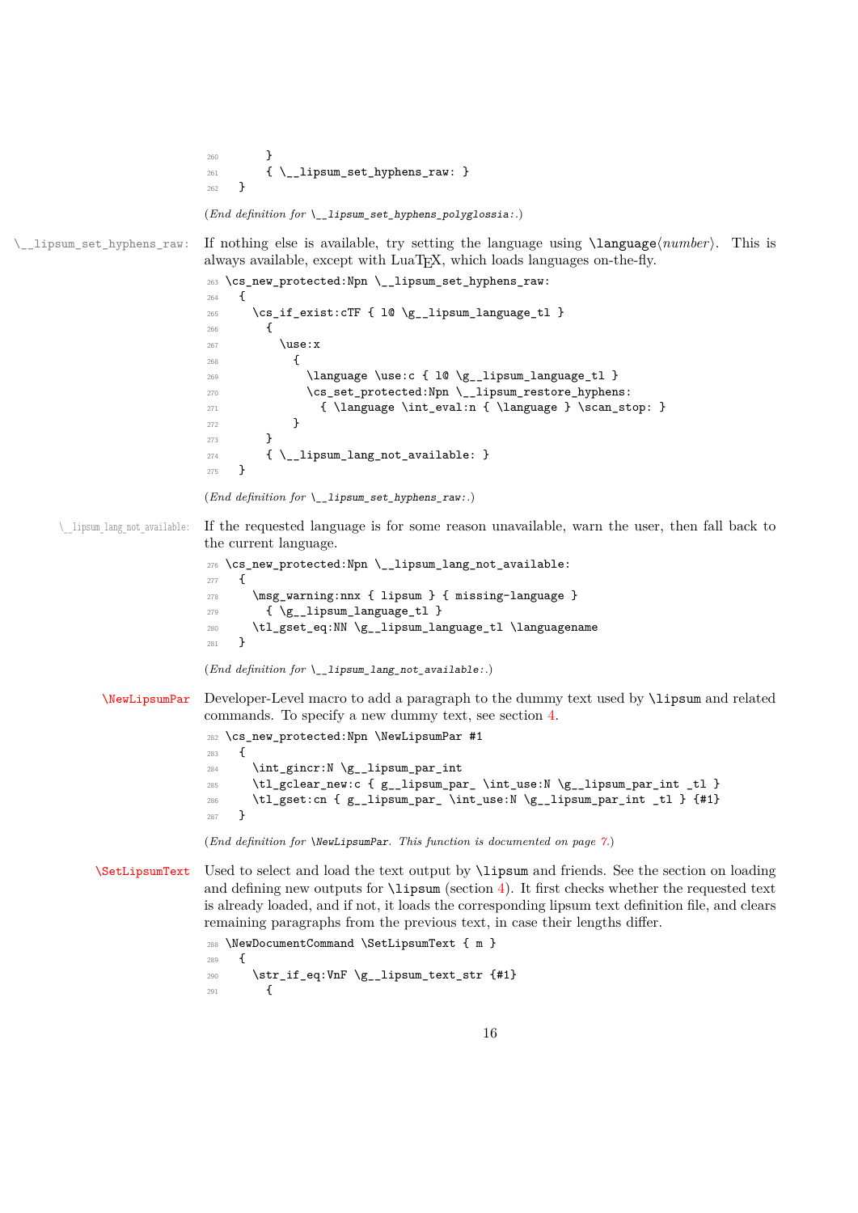```
260       }
261       { \__lipsum_set_hyphens_raw: }
262   }
```

(*End definition for* `\__lipsum_set_hyphens_polyglossia:`*.*)

`\__lipsum_set_hyphens_raw:` If nothing else is available, try setting the language using `\language`⟨*number*⟩. This is always available, except with LuaTEX, which loads languages on-the-fly.

```
263 \cs_new_protected:Npn \__lipsum_set_hyphens_raw:
264   {
265     \cs_if_exist:cTF { l@ \g__lipsum_language_tl }
266       {
267         \use:x
268           {
269             \language \use:c { l@ \g__lipsum_language_tl }
270             \cs_set_protected:Npn \__lipsum_restore_hyphens:
271               { \language \int_eval:n { \language } \scan_stop: }
272           }
273       }
274       { \__lipsum_lang_not_available: }
275   }
```

(*End definition for* `\__lipsum_set_hyphens_raw:`*.*)

`\__lipsum_lang_not_available:` If the requested language is for some reason unavailable, warn the user, then fall back to the current language.

```
276 \cs_new_protected:Npn \__lipsum_lang_not_available:
277   {
278     \msg_warning:nnx { lipsum } { missing-language }
279       { \g__lipsum_language_tl }
280     \tl_gset_eq:NN \g__lipsum_language_tl \languagename
281   }
```

(*End definition for* `\__lipsum_lang_not_available:`*.*)

`\NewLipsumPar` Developer-Level macro to add a paragraph to the dummy text used by `\lipsum` and related commands. To specify a new dummy text, see section 4.

```
282 \cs_new_protected:Npn \NewLipsumPar #1
283   {
284     \int_gincr:N \g__lipsum_par_int
285     \tl_gclear_new:c { g__lipsum_par_ \int_use:N \g__lipsum_par_int _tl }
286     \tl_gset:cn { g__lipsum_par_ \int_use:N \g__lipsum_par_int _tl } {#1}
287   }
```

(*End definition for* `\NewLipsumPar`*. This function is documented on page 7.*)

`\SetLipsumText` Used to select and load the text output by `\lipsum` and friends. See the section on loading and defining new outputs for `\lipsum` (section 4). It first checks whether the requested text is already loaded, and if not, it loads the corresponding lipsum text definition file, and clears remaining paragraphs from the previous text, in case their lengths differ.

```
288 \NewDocumentCommand \SetLipsumText { m }
289   {
290     \str_if_eq:VnF \g__lipsum_text_str {#1}
291       {
```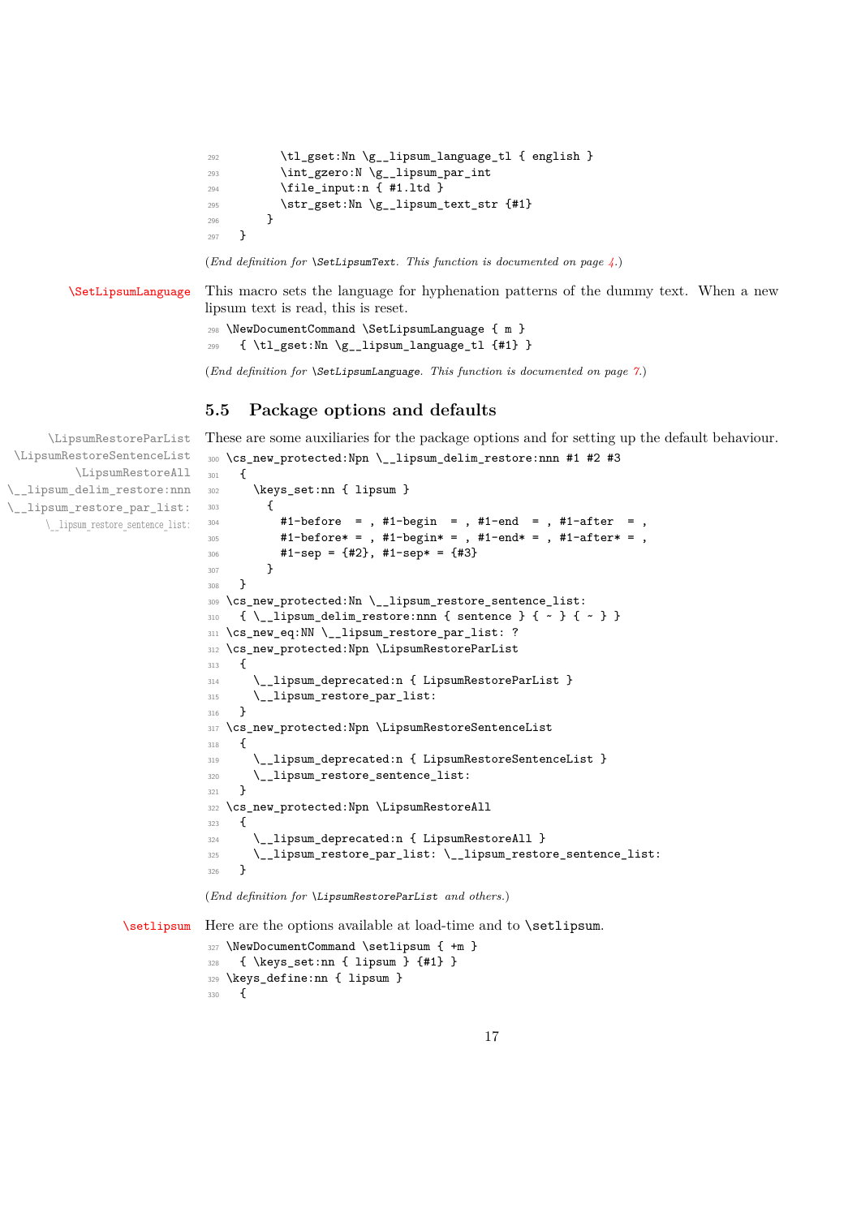```
292         \tl_gset:Nn \g__lipsum_language_tl { english }
293         \int_gzero:N \g__lipsum_par_int
294         \file_input:n { #1.ltd }
295         \str_gset:Nn \g__lipsum_text_str {#1}
296       }
297   }
```

(*End definition for* `\SetLipsumText`*. This function is documented on page 4.*)

**\SetLipsumLanguage** This macro sets the language for hyphenation patterns of the dummy text. When a new lipsum text is read, this is reset.

```
298 \NewDocumentCommand \SetLipsumLanguage { m }
299   { \tl_gset:Nn \g__lipsum_language_tl {#1} }
```

(*End definition for* `\SetLipsumLanguage`*. This function is documented on page 7.*)

## 5.5 Package options and defaults

\LipsumRestoreParList
\LipsumRestoreSentenceList
\LipsumRestoreAll
\__lipsum_delim_restore:nnn
\__lipsum_restore_par_list:
\__lipsum_restore_sentence_list:

These are some auxiliaries for the package options and for setting up the default behaviour.

```
300 \cs_new_protected:Npn \__lipsum_delim_restore:nnn #1 #2 #3
301   {
302     \keys_set:nn { lipsum }
303       {
304         #1-before  = , #1-begin  = , #1-end  = , #1-after  = ,
305         #1-before* = , #1-begin* = , #1-end* = , #1-after* = ,
306         #1-sep = {#2}, #1-sep* = {#3}
307       }
308   }
309 \cs_new_protected:Nn \__lipsum_restore_sentence_list:
310   { \__lipsum_delim_restore:nnn { sentence } { ~ } { ~ } }
311 \cs_new_eq:NN \__lipsum_restore_par_list: ?
312 \cs_new_protected:Npn \LipsumRestoreParList
313   {
314     \__lipsum_deprecated:n { LipsumRestoreParList }
315     \__lipsum_restore_par_list:
316   }
317 \cs_new_protected:Npn \LipsumRestoreSentenceList
318   {
319     \__lipsum_deprecated:n { LipsumRestoreSentenceList }
320     \__lipsum_restore_sentence_list:
321   }
322 \cs_new_protected:Npn \LipsumRestoreAll
323   {
324     \__lipsum_deprecated:n { LipsumRestoreAll }
325     \__lipsum_restore_par_list: \__lipsum_restore_sentence_list:
326   }
```

(*End definition for* `\LipsumRestoreParList` *and others.*)

**\setlipsum** Here are the options available at load-time and to `\setlipsum`.

```
327 \NewDocumentCommand \setlipsum { +m }
328   { \keys_set:nn { lipsum } {#1} }
329 \keys_define:nn { lipsum }
330   {
```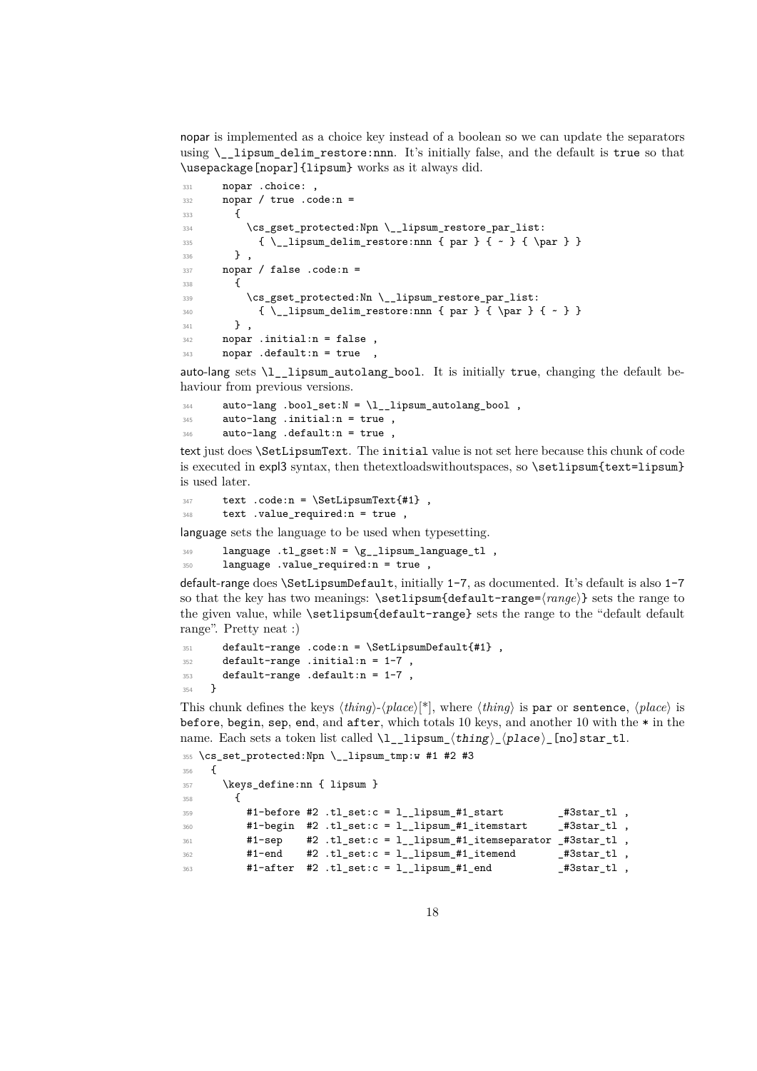nopar is implemented as a choice key instead of a boolean so we can update the separators using `\__lipsum_delim_restore:nnn`. It's initially false, and the default is `true` so that `\usepackage[nopar]{lipsum}` works as it always did.

```
331     nopar .choice: ,
332     nopar / true .code:n =
333       {
334         \cs_gset_protected:Npn \__lipsum_restore_par_list:
335           { \__lipsum_delim_restore:nnn { par } { ~ } { \par } }
336       } ,
337     nopar / false .code:n =
338       {
339         \cs_gset_protected:Nn \__lipsum_restore_par_list:
340           { \__lipsum_delim_restore:nnn { par } { \par } { ~ } }
341       } ,
342     nopar .initial:n = false ,
343     nopar .default:n = true  ,
```

auto-lang sets `\l__lipsum_autolang_bool`. It is initially `true`, changing the default behaviour from previous versions.

```
344     auto-lang .bool_set:N = \l__lipsum_autolang_bool ,
345     auto-lang .initial:n = true ,
346     auto-lang .default:n = true ,
```

text just does `\SetLipsumText`. The `initial` value is not set here because this chunk of code is executed in expl3 syntax, then thetextloadswithoutspaces, so `\setlipsum{text=lipsum}` is used later.

```
347     text .code:n = \SetLipsumText{#1} ,
348     text .value_required:n = true ,
```

language sets the language to be used when typesetting.

```
349     language .tl_gset:N = \g__lipsum_language_tl ,
350     language .value_required:n = true ,
```

default-range does `\SetLipsumDefault`, initially `1-7`, as documented. It's default is also `1-7` so that the key has two meanings: `\setlipsum{default-range=`⟨*range*⟩`}` sets the range to the given value, while `\setlipsum{default-range}` sets the range to the "default default range". Pretty neat :)

```
351     default-range .code:n = \SetLipsumDefault{#1} ,
352     default-range .initial:n = 1-7 ,
353     default-range .default:n = 1-7 ,
354   }
```

This chunk defines the keys ⟨*thing*⟩-⟨*place*⟩[*], where ⟨*thing*⟩ is `par` or `sentence`, ⟨*place*⟩ is `before`, `begin`, `sep`, `end`, and `after`, which totals 10 keys, and another 10 with the `*` in the name. Each sets a token list called `\l__lipsum_`⟨*thing*⟩`_`⟨*place*⟩`_[no]star_tl`.

```
355 \cs_set_protected:Npn \__lipsum_tmp:w #1 #2 #3
356   {
357     \keys_define:nn { lipsum }
358       {
359         #1-before #2 .tl_set:c = l__lipsum_#1_start         _#3star_tl ,
360         #1-begin  #2 .tl_set:c = l__lipsum_#1_itemstart     _#3star_tl ,
361         #1-sep    #2 .tl_set:c = l__lipsum_#1_itemseparator _#3star_tl ,
362         #1-end    #2 .tl_set:c = l__lipsum_#1_itemend       _#3star_tl ,
363         #1-after  #2 .tl_set:c = l__lipsum_#1_end           _#3star_tl ,
```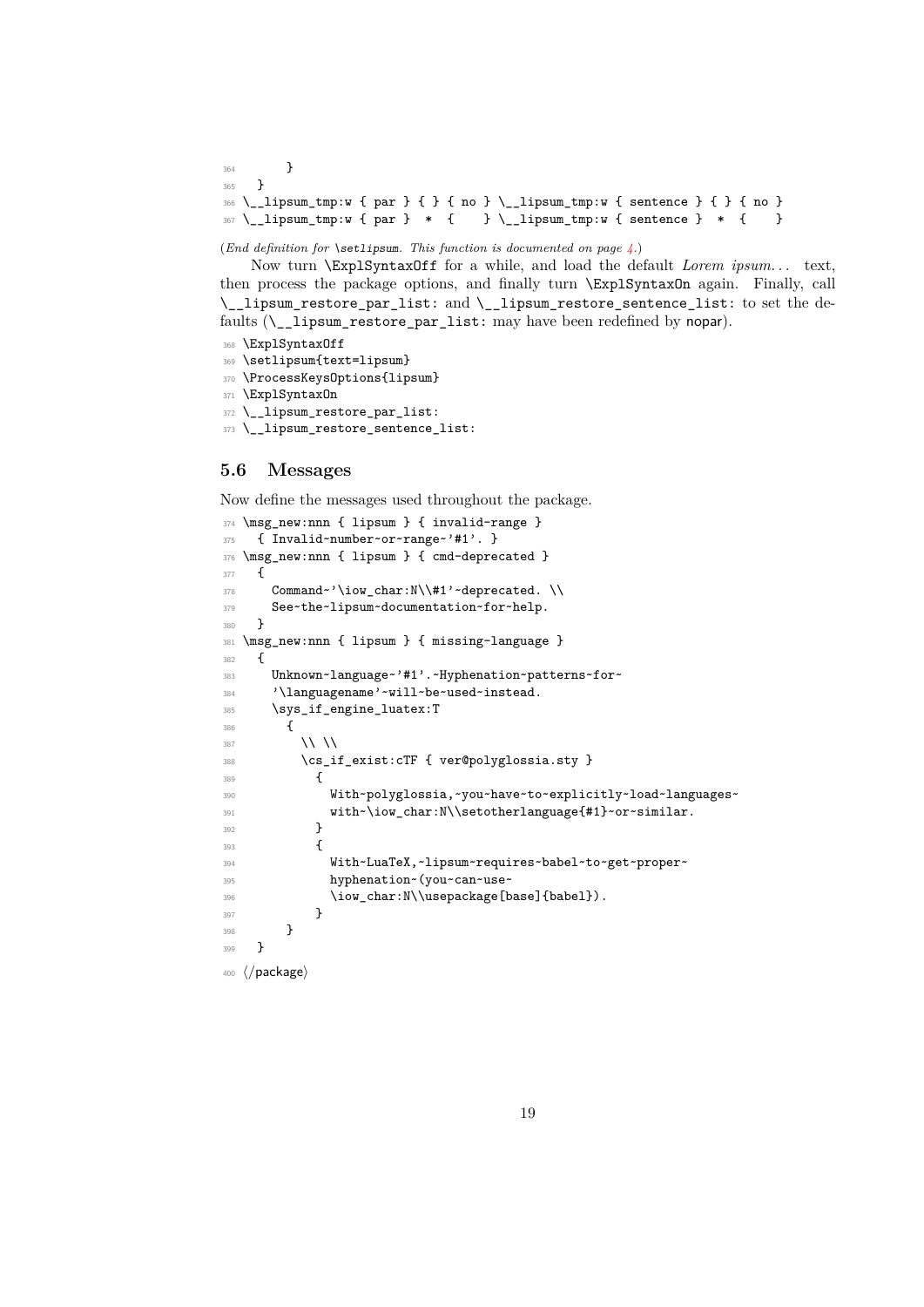```
364       }
365   }
366 \__lipsum_tmp:w { par } { } { no } \__lipsum_tmp:w { sentence } { } { no }
367 \__lipsum_tmp:w { par }  *  {    } \__lipsum_tmp:w { sentence }  *  {    }
```

(*End definition for* `\setlipsum`. *This function is documented on page 4.*)

Now turn `\ExplSyntaxOff` for a while, and load the default *Lorem ipsum...* text, then process the package options, and finally turn `\ExplSyntaxOn` again. Finally, call `\__lipsum_restore_par_list:` and `\__lipsum_restore_sentence_list:` to set the defaults (`\__lipsum_restore_par_list:` may have been redefined by nopar).

```
368 \ExplSyntaxOff
369 \setlipsum{text=lipsum}
370 \ProcessKeysOptions{lipsum}
371 \ExplSyntaxOn
372 \__lipsum_restore_par_list:
373 \__lipsum_restore_sentence_list:
```

## 5.6 Messages

Now define the messages used throughout the package.

```
374 \msg_new:nnn { lipsum } { invalid-range }
375   { Invalid~number~or~range~'#1'. }
376 \msg_new:nnn { lipsum } { cmd-deprecated }
377   {
378     Command~'\iow_char:N\\#1'~deprecated. \\
379     See~the~lipsum~documentation~for~help.
380   }
381 \msg_new:nnn { lipsum } { missing-language }
382   {
383     Unknown~language~'#1'.~Hyphenation~patterns~for~
384     '\languagename'~will~be~used~instead.
385     \sys_if_engine_luatex:T
386       {
387         \\ \\
388         \cs_if_exist:cTF { ver@polyglossia.sty }
389           {
390             With~polyglossia,~you~have~to~explicitly~load~languages~
391             with~\iow_char:N\\setotherlanguage{#1}~or~similar.
392           }
393           {
394             With~LuaTeX,~lipsum~requires~babel~to~get~proper~
395             hyphenation~(you~can~use~
396             \iow_char:N\\usepackage[base]{babel}).
397           }
398       }
399   }
400 </package>
```